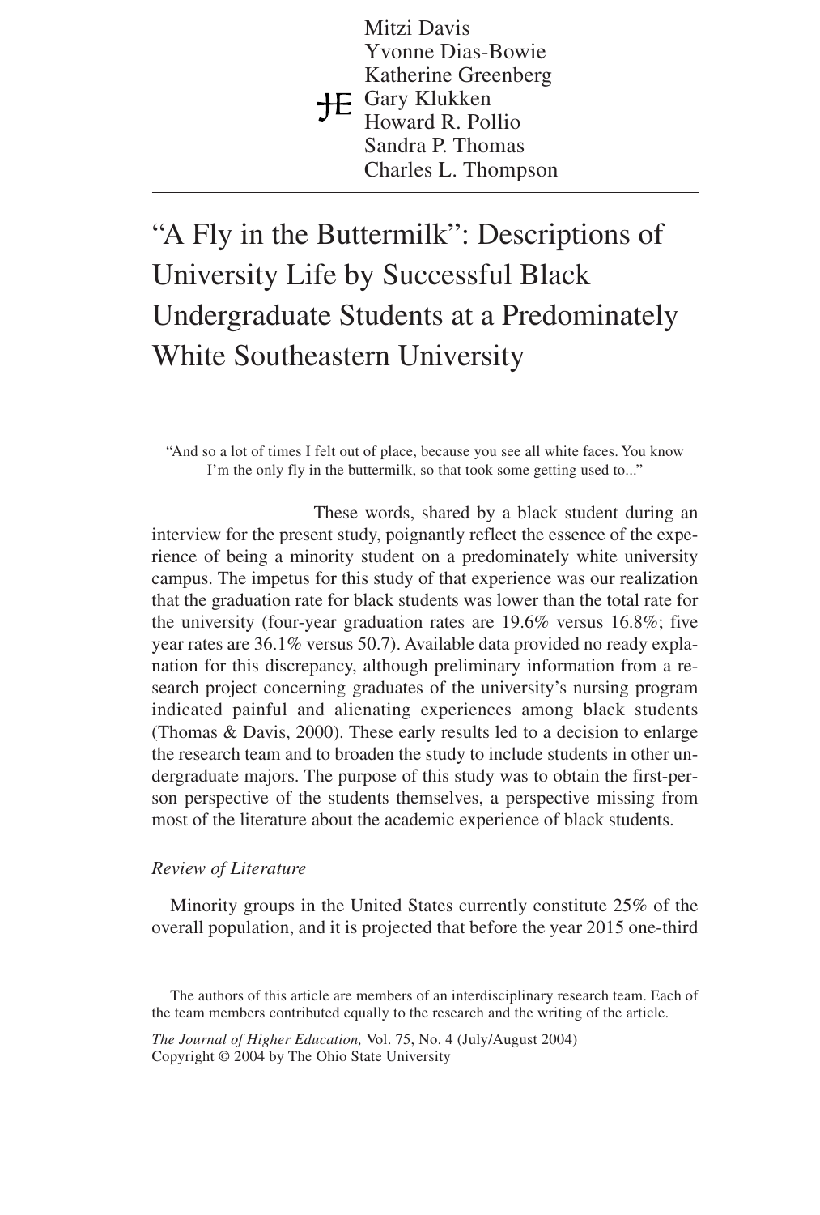Mitzi Davis
Yvonne Dias-Bowie
Katherine Greenberg
Gary Klukken
Howard R. Pollio
Sandra P. Thomas
Charles L. Thompson

# "A Fly in the Buttermilk": Descriptions of University Life by Successful Black Undergraduate Students at a Predominately White Southeastern University

> "And so a lot of times I felt out of place, because you see all white faces. You know I'm the only fly in the buttermilk, so that took some getting used to..."

These words, shared by a black student during an interview for the present study, poignantly reflect the essence of the experience of being a minority student on a predominately white university campus. The impetus for this study of that experience was our realization that the graduation rate for black students was lower than the total rate for the university (four-year graduation rates are 19.6% versus 16.8%; five year rates are 36.1% versus 50.7). Available data provided no ready explanation for this discrepancy, although preliminary information from a research project concerning graduates of the university's nursing program indicated painful and alienating experiences among black students (Thomas & Davis, 2000). These early results led to a decision to enlarge the research team and to broaden the study to include students in other undergraduate majors. The purpose of this study was to obtain the first-person perspective of the students themselves, a perspective missing from most of the literature about the academic experience of black students.

*Review of Literature*

Minority groups in the United States currently constitute 25% of the overall population, and it is projected that before the year 2015 one-third

The authors of this article are members of an interdisciplinary research team. Each of the team members contributed equally to the research and the writing of the article.

*The Journal of Higher Education,* Vol. 75, No. 4 (July/August 2004)
Copyright © 2004 by The Ohio State University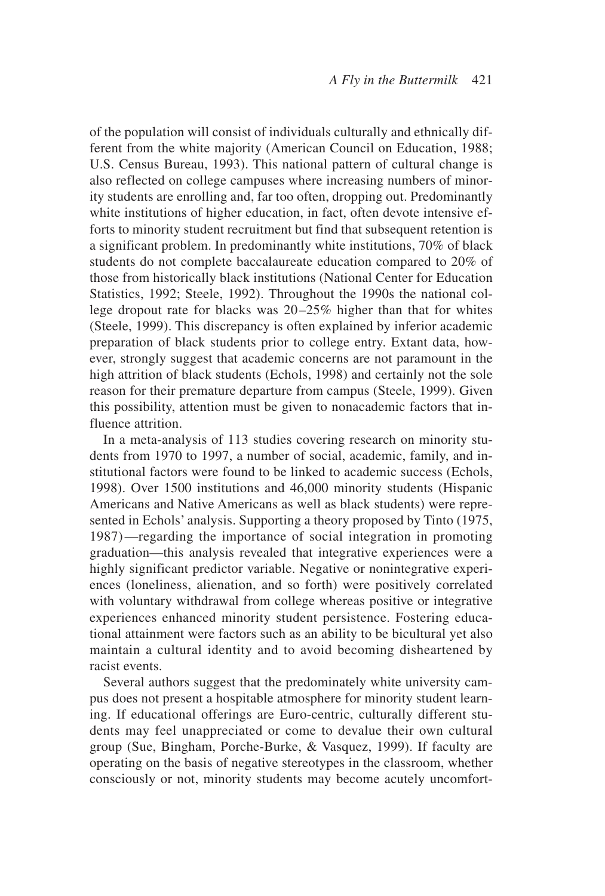of the population will consist of individuals culturally and ethnically different from the white majority (American Council on Education, 1988; U.S. Census Bureau, 1993). This national pattern of cultural change is also reflected on college campuses where increasing numbers of minority students are enrolling and, far too often, dropping out. Predominantly white institutions of higher education, in fact, often devote intensive efforts to minority student recruitment but find that subsequent retention is a significant problem. In predominantly white institutions, 70% of black students do not complete baccalaureate education compared to 20% of those from historically black institutions (National Center for Education Statistics, 1992; Steele, 1992). Throughout the 1990s the national college dropout rate for blacks was 20–25% higher than that for whites (Steele, 1999). This discrepancy is often explained by inferior academic preparation of black students prior to college entry. Extant data, however, strongly suggest that academic concerns are not paramount in the high attrition of black students (Echols, 1998) and certainly not the sole reason for their premature departure from campus (Steele, 1999). Given this possibility, attention must be given to nonacademic factors that influence attrition.

In a meta-analysis of 113 studies covering research on minority students from 1970 to 1997, a number of social, academic, family, and institutional factors were found to be linked to academic success (Echols, 1998). Over 1500 institutions and 46,000 minority students (Hispanic Americans and Native Americans as well as black students) were represented in Echols' analysis. Supporting a theory proposed by Tinto (1975, 1987)—regarding the importance of social integration in promoting graduation—this analysis revealed that integrative experiences were a highly significant predictor variable. Negative or nonintegrative experiences (loneliness, alienation, and so forth) were positively correlated with voluntary withdrawal from college whereas positive or integrative experiences enhanced minority student persistence. Fostering educational attainment were factors such as an ability to be bicultural yet also maintain a cultural identity and to avoid becoming disheartened by racist events.

Several authors suggest that the predominately white university campus does not present a hospitable atmosphere for minority student learning. If educational offerings are Euro-centric, culturally different students may feel unappreciated or come to devalue their own cultural group (Sue, Bingham, Porche-Burke, & Vasquez, 1999). If faculty are operating on the basis of negative stereotypes in the classroom, whether consciously or not, minority students may become acutely uncomfort-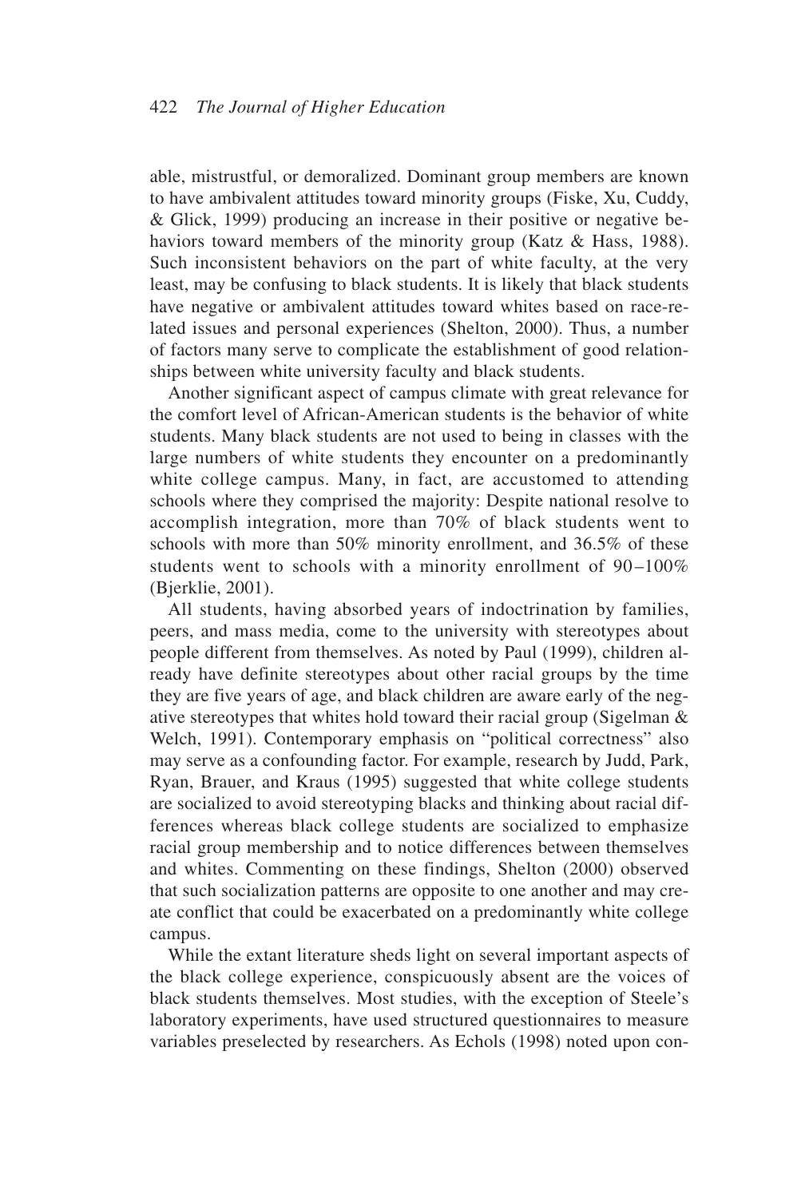able, mistrustful, or demoralized. Dominant group members are known to have ambivalent attitudes toward minority groups (Fiske, Xu, Cuddy, & Glick, 1999) producing an increase in their positive or negative behaviors toward members of the minority group (Katz & Hass, 1988). Such inconsistent behaviors on the part of white faculty, at the very least, may be confusing to black students. It is likely that black students have negative or ambivalent attitudes toward whites based on race-related issues and personal experiences (Shelton, 2000). Thus, a number of factors many serve to complicate the establishment of good relationships between white university faculty and black students.

Another significant aspect of campus climate with great relevance for the comfort level of African-American students is the behavior of white students. Many black students are not used to being in classes with the large numbers of white students they encounter on a predominantly white college campus. Many, in fact, are accustomed to attending schools where they comprised the majority: Despite national resolve to accomplish integration, more than 70% of black students went to schools with more than 50% minority enrollment, and 36.5% of these students went to schools with a minority enrollment of 90–100% (Bjerklie, 2001).

All students, having absorbed years of indoctrination by families, peers, and mass media, come to the university with stereotypes about people different from themselves. As noted by Paul (1999), children already have definite stereotypes about other racial groups by the time they are five years of age, and black children are aware early of the negative stereotypes that whites hold toward their racial group (Sigelman & Welch, 1991). Contemporary emphasis on "political correctness" also may serve as a confounding factor. For example, research by Judd, Park, Ryan, Brauer, and Kraus (1995) suggested that white college students are socialized to avoid stereotyping blacks and thinking about racial differences whereas black college students are socialized to emphasize racial group membership and to notice differences between themselves and whites. Commenting on these findings, Shelton (2000) observed that such socialization patterns are opposite to one another and may create conflict that could be exacerbated on a predominantly white college campus.

While the extant literature sheds light on several important aspects of the black college experience, conspicuously absent are the voices of black students themselves. Most studies, with the exception of Steele's laboratory experiments, have used structured questionnaires to measure variables preselected by researchers. As Echols (1998) noted upon con-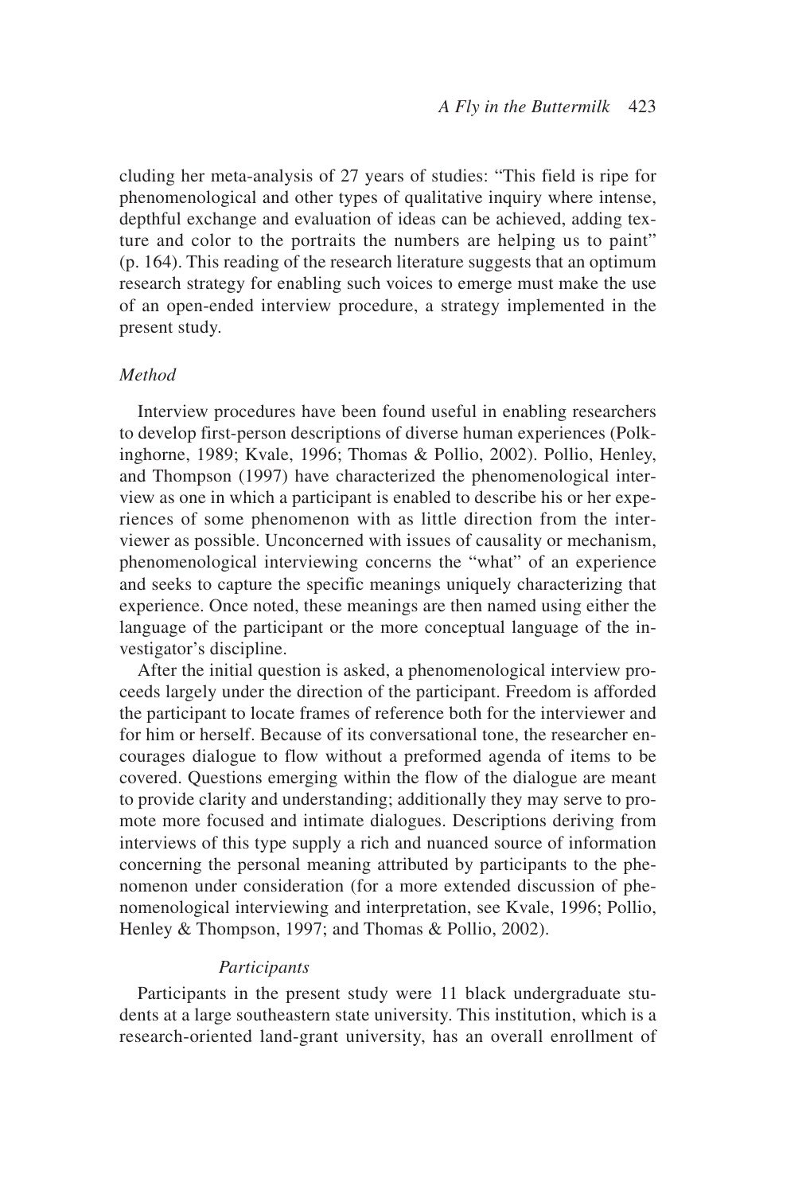cluding her meta-analysis of 27 years of studies: "This field is ripe for phenomenological and other types of qualitative inquiry where intense, depthful exchange and evaluation of ideas can be achieved, adding texture and color to the portraits the numbers are helping us to paint" (p. 164). This reading of the research literature suggests that an optimum research strategy for enabling such voices to emerge must make the use of an open-ended interview procedure, a strategy implemented in the present study.

## *Method*

Interview procedures have been found useful in enabling researchers to develop first-person descriptions of diverse human experiences (Polkinghorne, 1989; Kvale, 1996; Thomas & Pollio, 2002). Pollio, Henley, and Thompson (1997) have characterized the phenomenological interview as one in which a participant is enabled to describe his or her experiences of some phenomenon with as little direction from the interviewer as possible. Unconcerned with issues of causality or mechanism, phenomenological interviewing concerns the "what" of an experience and seeks to capture the specific meanings uniquely characterizing that experience. Once noted, these meanings are then named using either the language of the participant or the more conceptual language of the investigator's discipline.

After the initial question is asked, a phenomenological interview proceeds largely under the direction of the participant. Freedom is afforded the participant to locate frames of reference both for the interviewer and for him or herself. Because of its conversational tone, the researcher encourages dialogue to flow without a preformed agenda of items to be covered. Questions emerging within the flow of the dialogue are meant to provide clarity and understanding; additionally they may serve to promote more focused and intimate dialogues. Descriptions deriving from interviews of this type supply a rich and nuanced source of information concerning the personal meaning attributed by participants to the phenomenon under consideration (for a more extended discussion of phenomenological interviewing and interpretation, see Kvale, 1996; Pollio, Henley & Thompson, 1997; and Thomas & Pollio, 2002).

### *Participants*

Participants in the present study were 11 black undergraduate students at a large southeastern state university. This institution, which is a research-oriented land-grant university, has an overall enrollment of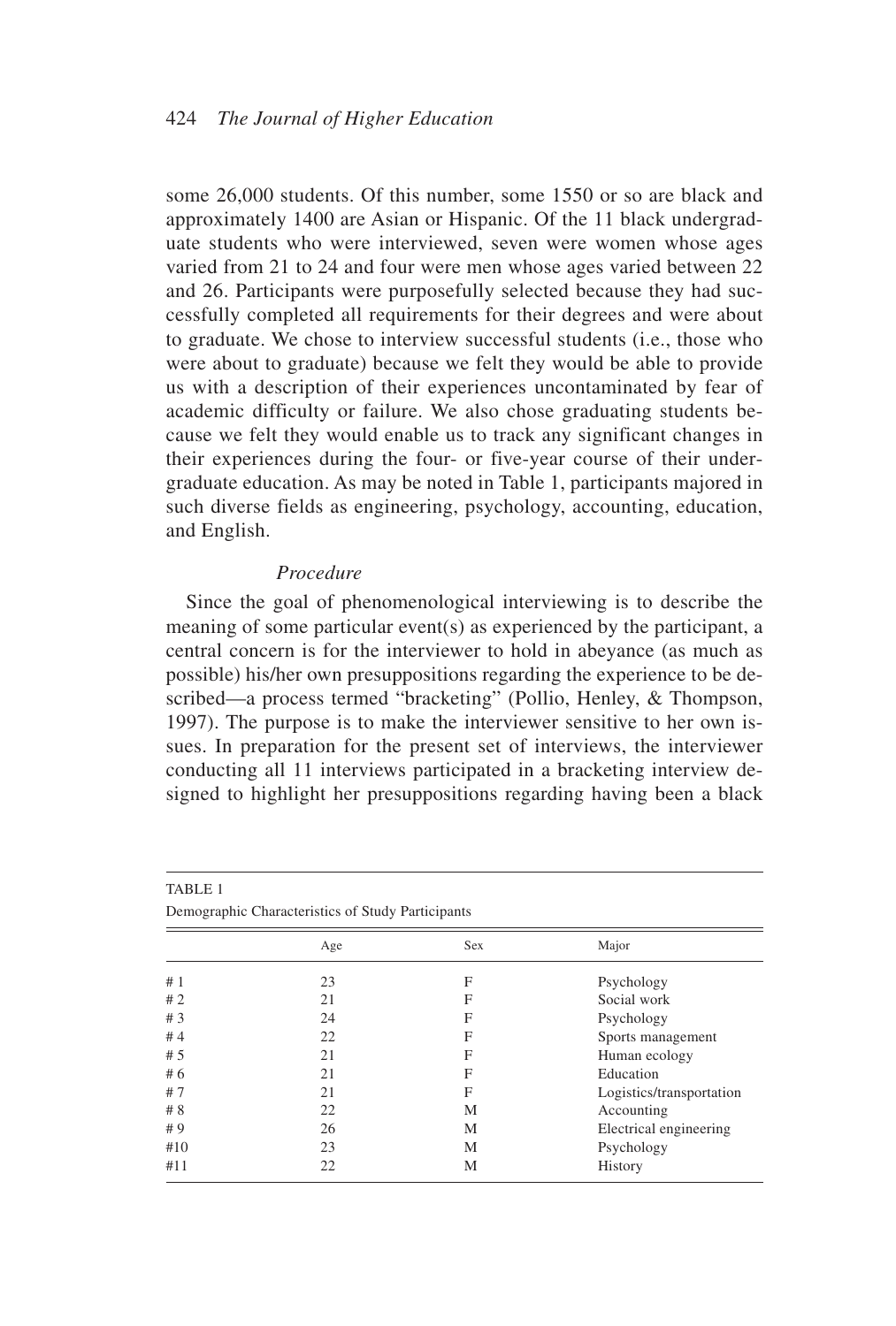some 26,000 students. Of this number, some 1550 or so are black and approximately 1400 are Asian or Hispanic. Of the 11 black undergraduate students who were interviewed, seven were women whose ages varied from 21 to 24 and four were men whose ages varied between 22 and 26. Participants were purposefully selected because they had successfully completed all requirements for their degrees and were about to graduate. We chose to interview successful students (i.e., those who were about to graduate) because we felt they would be able to provide us with a description of their experiences uncontaminated by fear of academic difficulty or failure. We also chose graduating students because we felt they would enable us to track any significant changes in their experiences during the four- or five-year course of their undergraduate education. As may be noted in Table 1, participants majored in such diverse fields as engineering, psychology, accounting, education, and English.

### *Procedure*

Since the goal of phenomenological interviewing is to describe the meaning of some particular event(s) as experienced by the participant, a central concern is for the interviewer to hold in abeyance (as much as possible) his/her own presuppositions regarding the experience to be described—a process termed "bracketing" (Pollio, Henley, & Thompson, 1997). The purpose is to make the interviewer sensitive to her own issues. In preparation for the present set of interviews, the interviewer conducting all 11 interviews participated in a bracketing interview designed to highlight her presuppositions regarding having been a black

TABLE 1
Demographic Characteristics of Study Participants

| | Age | Sex | Major |
|---|---|---|---|
| # 1 | 23 | F | Psychology |
| # 2 | 21 | F | Social work |
| # 3 | 24 | F | Psychology |
| # 4 | 22 | F | Sports management |
| # 5 | 21 | F | Human ecology |
| # 6 | 21 | F | Education |
| # 7 | 21 | F | Logistics/transportation |
| # 8 | 22 | M | Accounting |
| # 9 | 26 | M | Electrical engineering |
| #10 | 23 | M | Psychology |
| #11 | 22 | M | History |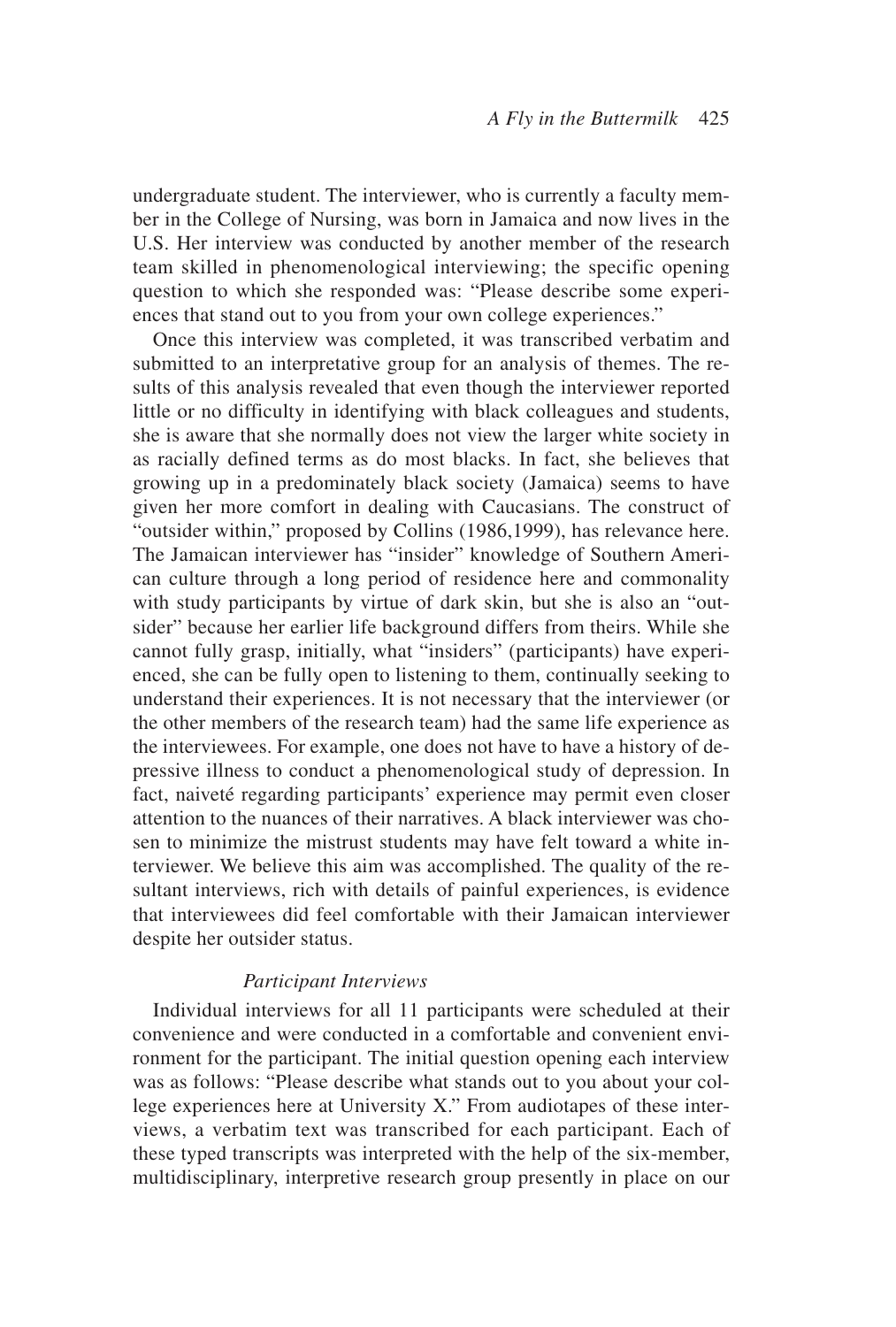undergraduate student. The interviewer, who is currently a faculty member in the College of Nursing, was born in Jamaica and now lives in the U.S. Her interview was conducted by another member of the research team skilled in phenomenological interviewing; the specific opening question to which she responded was: "Please describe some experiences that stand out to you from your own college experiences."

Once this interview was completed, it was transcribed verbatim and submitted to an interpretative group for an analysis of themes. The results of this analysis revealed that even though the interviewer reported little or no difficulty in identifying with black colleagues and students, she is aware that she normally does not view the larger white society in as racially defined terms as do most blacks. In fact, she believes that growing up in a predominately black society (Jamaica) seems to have given her more comfort in dealing with Caucasians. The construct of "outsider within," proposed by Collins (1986,1999), has relevance here. The Jamaican interviewer has "insider" knowledge of Southern American culture through a long period of residence here and commonality with study participants by virtue of dark skin, but she is also an "outsider" because her earlier life background differs from theirs. While she cannot fully grasp, initially, what "insiders" (participants) have experienced, she can be fully open to listening to them, continually seeking to understand their experiences. It is not necessary that the interviewer (or the other members of the research team) had the same life experience as the interviewees. For example, one does not have to have a history of depressive illness to conduct a phenomenological study of depression. In fact, naiveté regarding participants' experience may permit even closer attention to the nuances of their narratives. A black interviewer was chosen to minimize the mistrust students may have felt toward a white interviewer. We believe this aim was accomplished. The quality of the resultant interviews, rich with details of painful experiences, is evidence that interviewees did feel comfortable with their Jamaican interviewer despite her outsider status.

### *Participant Interviews*

Individual interviews for all 11 participants were scheduled at their convenience and were conducted in a comfortable and convenient environment for the participant. The initial question opening each interview was as follows: "Please describe what stands out to you about your college experiences here at University X." From audiotapes of these interviews, a verbatim text was transcribed for each participant. Each of these typed transcripts was interpreted with the help of the six-member, multidisciplinary, interpretive research group presently in place on our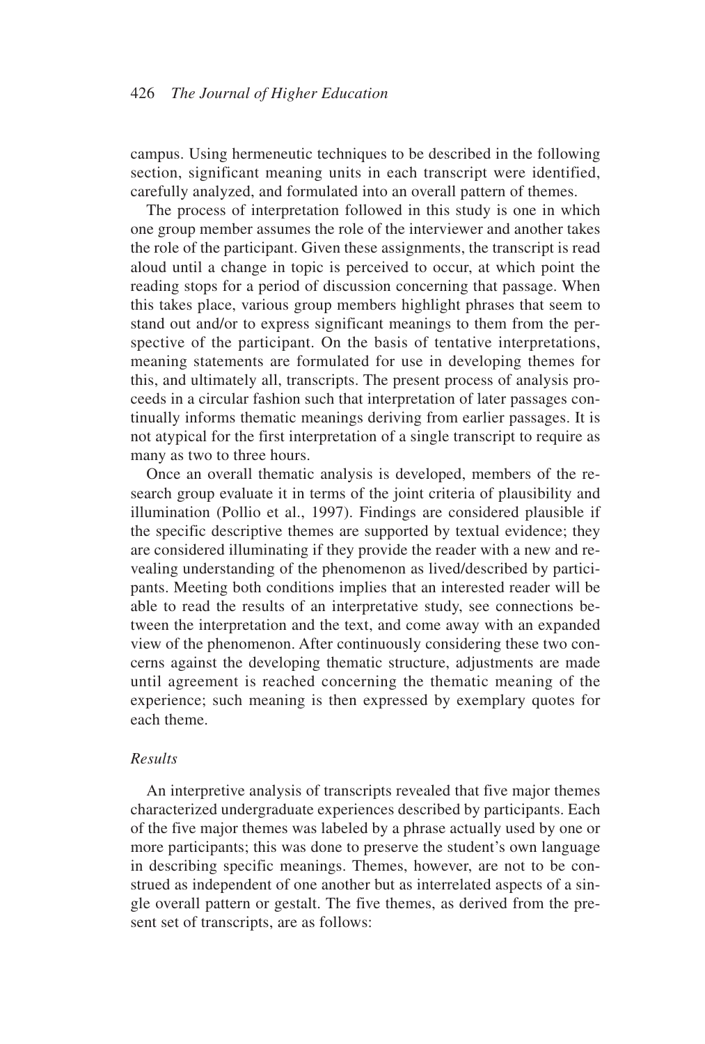campus. Using hermeneutic techniques to be described in the following section, significant meaning units in each transcript were identified, carefully analyzed, and formulated into an overall pattern of themes.

The process of interpretation followed in this study is one in which one group member assumes the role of the interviewer and another takes the role of the participant. Given these assignments, the transcript is read aloud until a change in topic is perceived to occur, at which point the reading stops for a period of discussion concerning that passage. When this takes place, various group members highlight phrases that seem to stand out and/or to express significant meanings to them from the perspective of the participant. On the basis of tentative interpretations, meaning statements are formulated for use in developing themes for this, and ultimately all, transcripts. The present process of analysis proceeds in a circular fashion such that interpretation of later passages continually informs thematic meanings deriving from earlier passages. It is not atypical for the first interpretation of a single transcript to require as many as two to three hours.

Once an overall thematic analysis is developed, members of the research group evaluate it in terms of the joint criteria of plausibility and illumination (Pollio et al., 1997). Findings are considered plausible if the specific descriptive themes are supported by textual evidence; they are considered illuminating if they provide the reader with a new and revealing understanding of the phenomenon as lived/described by participants. Meeting both conditions implies that an interested reader will be able to read the results of an interpretative study, see connections between the interpretation and the text, and come away with an expanded view of the phenomenon. After continuously considering these two concerns against the developing thematic structure, adjustments are made until agreement is reached concerning the thematic meaning of the experience; such meaning is then expressed by exemplary quotes for each theme.

### *Results*

An interpretive analysis of transcripts revealed that five major themes characterized undergraduate experiences described by participants. Each of the five major themes was labeled by a phrase actually used by one or more participants; this was done to preserve the student's own language in describing specific meanings. Themes, however, are not to be construed as independent of one another but as interrelated aspects of a single overall pattern or gestalt. The five themes, as derived from the present set of transcripts, are as follows: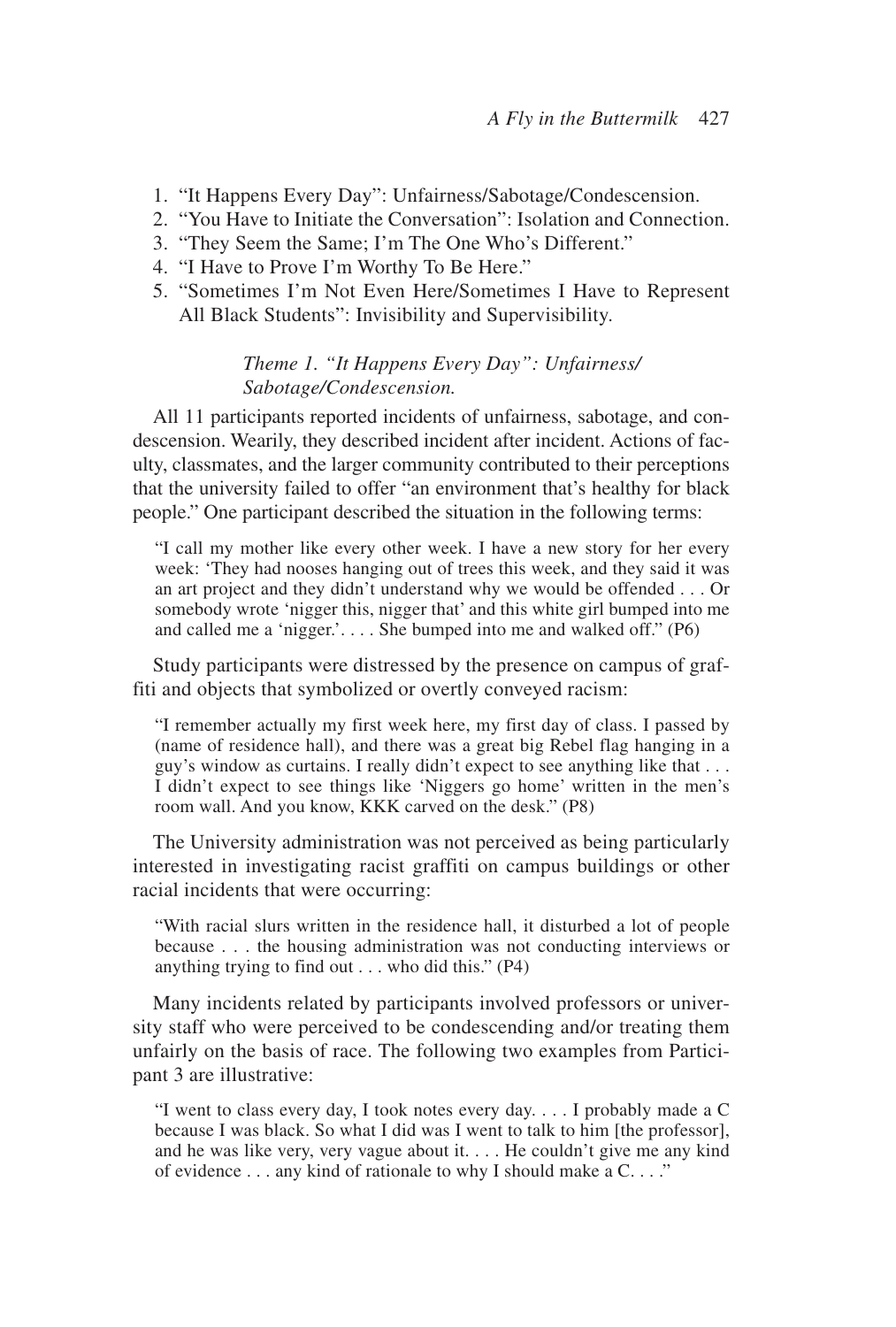1. "It Happens Every Day": Unfairness/Sabotage/Condescension.
2. "You Have to Initiate the Conversation": Isolation and Connection.
3. "They Seem the Same; I'm The One Who's Different."
4. "I Have to Prove I'm Worthy To Be Here."
5. "Sometimes I'm Not Even Here/Sometimes I Have to Represent All Black Students": Invisibility and Supervisibility.

### *Theme 1. "It Happens Every Day": Unfairness/Sabotage/Condescension.*

All 11 participants reported incidents of unfairness, sabotage, and condescension. Wearily, they described incident after incident. Actions of faculty, classmates, and the larger community contributed to their perceptions that the university failed to offer "an environment that's healthy for black people." One participant described the situation in the following terms:

> "I call my mother like every other week. I have a new story for her every week: 'They had nooses hanging out of trees this week, and they said it was an art project and they didn't understand why we would be offended . . . Or somebody wrote 'nigger this, nigger that' and this white girl bumped into me and called me a 'nigger.'. . . . She bumped into me and walked off." (P6)

Study participants were distressed by the presence on campus of graffiti and objects that symbolized or overtly conveyed racism:

> "I remember actually my first week here, my first day of class. I passed by (name of residence hall), and there was a great big Rebel flag hanging in a guy's window as curtains. I really didn't expect to see anything like that . . . I didn't expect to see things like 'Niggers go home' written in the men's room wall. And you know, KKK carved on the desk." (P8)

The University administration was not perceived as being particularly interested in investigating racist graffiti on campus buildings or other racial incidents that were occurring:

> "With racial slurs written in the residence hall, it disturbed a lot of people because . . . the housing administration was not conducting interviews or anything trying to find out . . . who did this." (P4)

Many incidents related by participants involved professors or university staff who were perceived to be condescending and/or treating them unfairly on the basis of race. The following two examples from Participant 3 are illustrative:

> "I went to class every day, I took notes every day. . . . I probably made a C because I was black. So what I did was I went to talk to him [the professor], and he was like very, very vague about it. . . . He couldn't give me any kind of evidence . . . any kind of rationale to why I should make a C. . . ."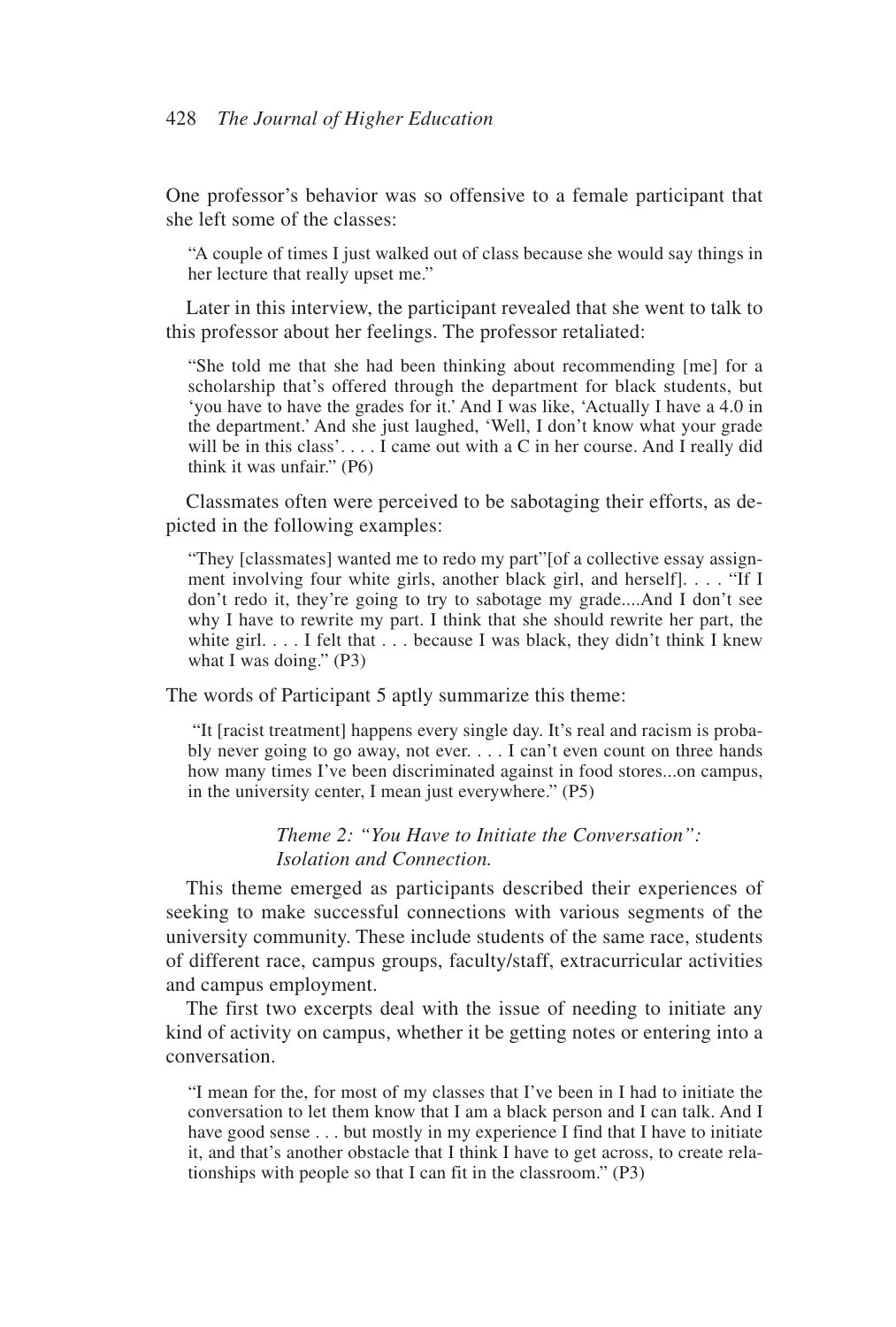One professor's behavior was so offensive to a female participant that she left some of the classes:

> "A couple of times I just walked out of class because she would say things in her lecture that really upset me."

Later in this interview, the participant revealed that she went to talk to this professor about her feelings. The professor retaliated:

> "She told me that she had been thinking about recommending [me] for a scholarship that's offered through the department for black students, but 'you have to have the grades for it.' And I was like, 'Actually I have a 4.0 in the department.' And she just laughed, 'Well, I don't know what your grade will be in this class'. . . . I came out with a C in her course. And I really did think it was unfair." (P6)

Classmates often were perceived to be sabotaging their efforts, as depicted in the following examples:

> "They [classmates] wanted me to redo my part"[of a collective essay assignment involving four white girls, another black girl, and herself]. . . . "If I don't redo it, they're going to try to sabotage my grade....And I don't see why I have to rewrite my part. I think that she should rewrite her part, the white girl. . . . I felt that . . . because I was black, they didn't think I knew what I was doing." (P3)

The words of Participant 5 aptly summarize this theme:

> "It [racist treatment] happens every single day. It's real and racism is probably never going to go away, not ever. . . . I can't even count on three hands how many times I've been discriminated against in food stores...on campus, in the university center, I mean just everywhere." (P5)

### *Theme 2: "You Have to Initiate the Conversation": Isolation and Connection.*

This theme emerged as participants described their experiences of seeking to make successful connections with various segments of the university community. These include students of the same race, students of different race, campus groups, faculty/staff, extracurricular activities and campus employment.

The first two excerpts deal with the issue of needing to initiate any kind of activity on campus, whether it be getting notes or entering into a conversation.

> "I mean for the, for most of my classes that I've been in I had to initiate the conversation to let them know that I am a black person and I can talk. And I have good sense . . . but mostly in my experience I find that I have to initiate it, and that's another obstacle that I think I have to get across, to create relationships with people so that I can fit in the classroom." (P3)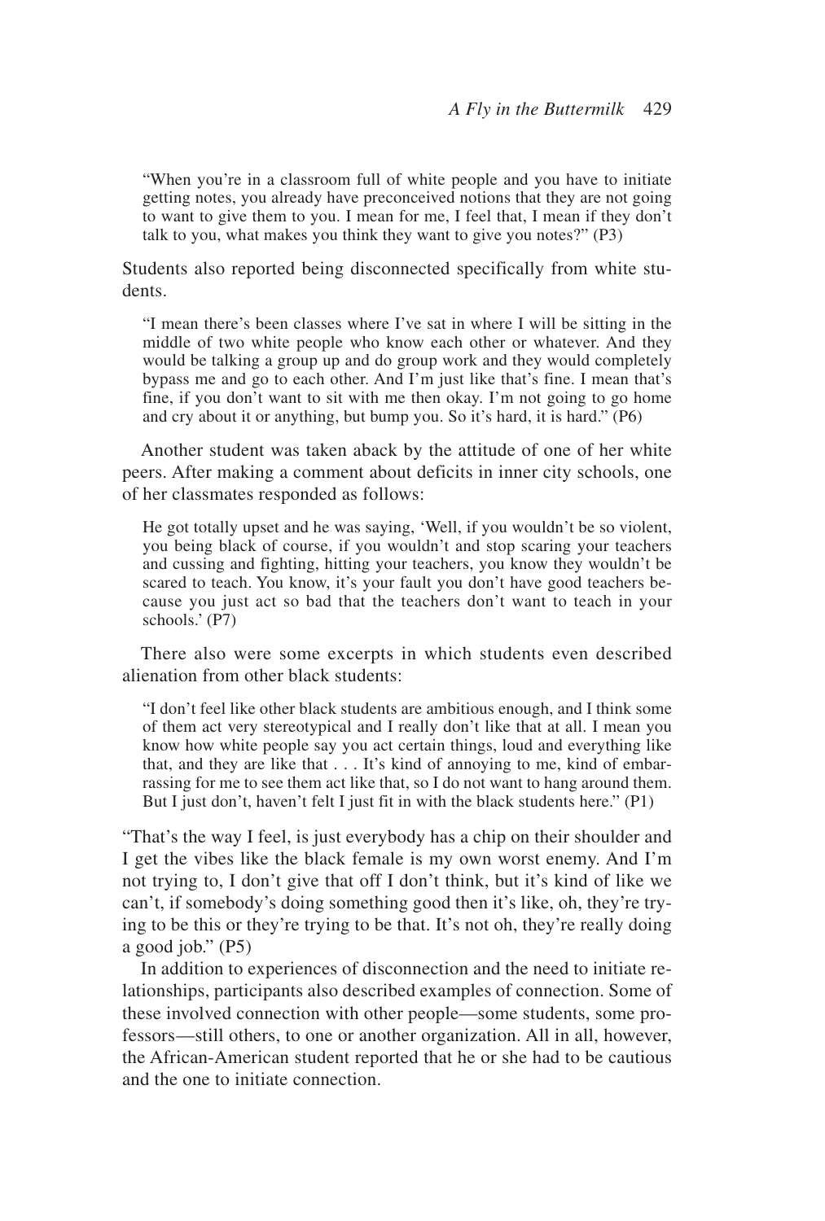> "When you're in a classroom full of white people and you have to initiate getting notes, you already have preconceived notions that they are not going to want to give them to you. I mean for me, I feel that, I mean if they don't talk to you, what makes you think they want to give you notes?" (P3)

Students also reported being disconnected specifically from white students.

> "I mean there's been classes where I've sat in where I will be sitting in the middle of two white people who know each other or whatever. And they would be talking a group up and do group work and they would completely bypass me and go to each other. And I'm just like that's fine. I mean that's fine, if you don't want to sit with me then okay. I'm not going to go home and cry about it or anything, but bump you. So it's hard, it is hard." (P6)

Another student was taken aback by the attitude of one of her white peers. After making a comment about deficits in inner city schools, one of her classmates responded as follows:

> He got totally upset and he was saying, 'Well, if you wouldn't be so violent, you being black of course, if you wouldn't and stop scaring your teachers and cussing and fighting, hitting your teachers, you know they wouldn't be scared to teach. You know, it's your fault you don't have good teachers because you just act so bad that the teachers don't want to teach in your schools.' (P7)

There also were some excerpts in which students even described alienation from other black students:

> "I don't feel like other black students are ambitious enough, and I think some of them act very stereotypical and I really don't like that at all. I mean you know how white people say you act certain things, loud and everything like that, and they are like that . . . It's kind of annoying to me, kind of embarrassing for me to see them act like that, so I do not want to hang around them. But I just don't, haven't felt I just fit in with the black students here." (P1)

"That's the way I feel, is just everybody has a chip on their shoulder and I get the vibes like the black female is my own worst enemy. And I'm not trying to, I don't give that off I don't think, but it's kind of like we can't, if somebody's doing something good then it's like, oh, they're trying to be this or they're trying to be that. It's not oh, they're really doing a good job." (P5)

In addition to experiences of disconnection and the need to initiate relationships, participants also described examples of connection. Some of these involved connection with other people—some students, some professors—still others, to one or another organization. All in all, however, the African-American student reported that he or she had to be cautious and the one to initiate connection.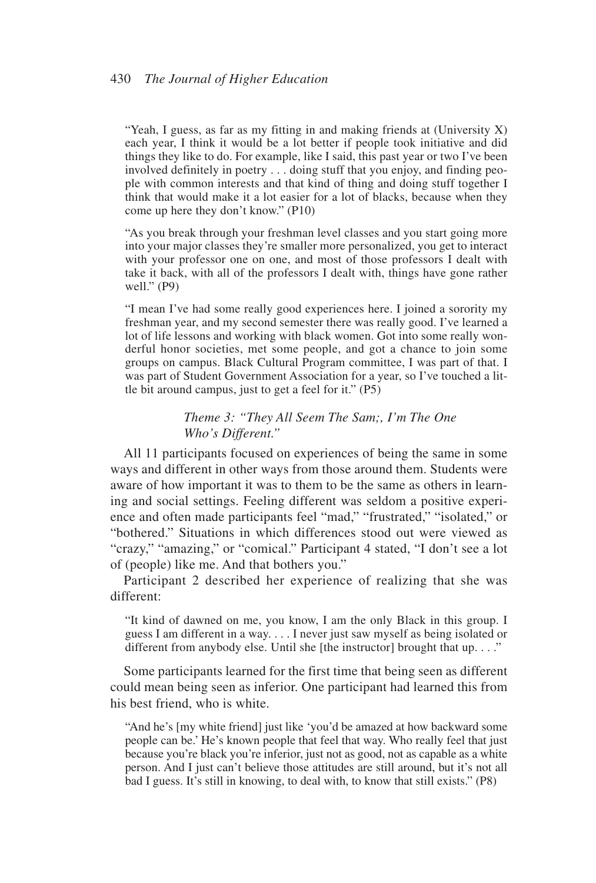"Yeah, I guess, as far as my fitting in and making friends at (University X) each year, I think it would be a lot better if people took initiative and did things they like to do. For example, like I said, this past year or two I've been involved definitely in poetry . . . doing stuff that you enjoy, and finding people with common interests and that kind of thing and doing stuff together I think that would make it a lot easier for a lot of blacks, because when they come up here they don't know." (P10)

"As you break through your freshman level classes and you start going more into your major classes they're smaller more personalized, you get to interact with your professor one on one, and most of those professors I dealt with take it back, with all of the professors I dealt with, things have gone rather well." (P9)

"I mean I've had some really good experiences here. I joined a sorority my freshman year, and my second semester there was really good. I've learned a lot of life lessons and working with black women. Got into some really wonderful honor societies, met some people, and got a chance to join some groups on campus. Black Cultural Program committee, I was part of that. I was part of Student Government Association for a year, so I've touched a little bit around campus, just to get a feel for it." (P5)

### *Theme 3: "They All Seem The Sam;, I'm The One Who's Different."*

All 11 participants focused on experiences of being the same in some ways and different in other ways from those around them. Students were aware of how important it was to them to be the same as others in learning and social settings. Feeling different was seldom a positive experience and often made participants feel "mad," "frustrated," "isolated," or "bothered." Situations in which differences stood out were viewed as "crazy," "amazing," or "comical." Participant 4 stated, "I don't see a lot of (people) like me. And that bothers you."

Participant 2 described her experience of realizing that she was different:

"It kind of dawned on me, you know, I am the only Black in this group. I guess I am different in a way. . . . I never just saw myself as being isolated or different from anybody else. Until she [the instructor] brought that up. . . ."

Some participants learned for the first time that being seen as different could mean being seen as inferior. One participant had learned this from his best friend, who is white.

"And he's [my white friend] just like 'you'd be amazed at how backward some people can be.' He's known people that feel that way. Who really feel that just because you're black you're inferior, just not as good, not as capable as a white person. And I just can't believe those attitudes are still around, but it's not all bad I guess. It's still in knowing, to deal with, to know that still exists." (P8)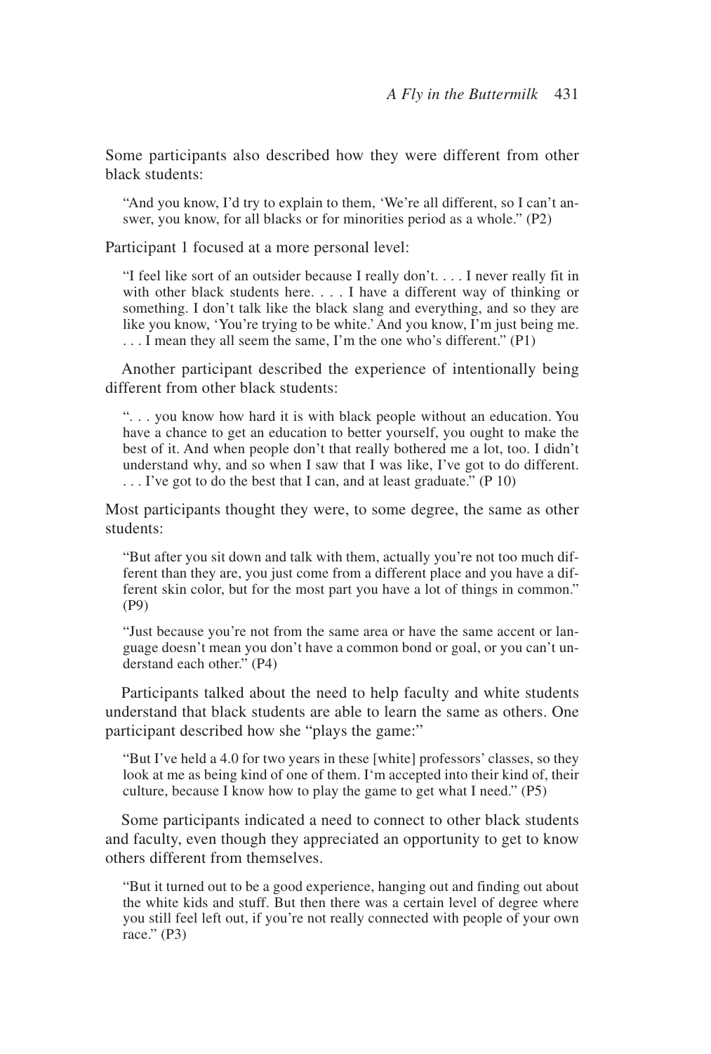Some participants also described how they were different from other black students:

> "And you know, I'd try to explain to them, 'We're all different, so I can't answer, you know, for all blacks or for minorities period as a whole." (P2)

Participant 1 focused at a more personal level:

> "I feel like sort of an outsider because I really don't. . . . I never really fit in with other black students here. . . . I have a different way of thinking or something. I don't talk like the black slang and everything, and so they are like you know, 'You're trying to be white.' And you know, I'm just being me. . . . I mean they all seem the same, I'm the one who's different." (P1)

Another participant described the experience of intentionally being different from other black students:

> ". . . you know how hard it is with black people without an education. You have a chance to get an education to better yourself, you ought to make the best of it. And when people don't that really bothered me a lot, too. I didn't understand why, and so when I saw that I was like, I've got to do different. . . . I've got to do the best that I can, and at least graduate." (P 10)

Most participants thought they were, to some degree, the same as other students:

> "But after you sit down and talk with them, actually you're not too much different than they are, you just come from a different place and you have a different skin color, but for the most part you have a lot of things in common." (P9)

> "Just because you're not from the same area or have the same accent or language doesn't mean you don't have a common bond or goal, or you can't understand each other." (P4)

Participants talked about the need to help faculty and white students understand that black students are able to learn the same as others. One participant described how she "plays the game:"

> "But I've held a 4.0 for two years in these [white] professors' classes, so they look at me as being kind of one of them. I'm accepted into their kind of, their culture, because I know how to play the game to get what I need." (P5)

Some participants indicated a need to connect to other black students and faculty, even though they appreciated an opportunity to get to know others different from themselves.

> "But it turned out to be a good experience, hanging out and finding out about the white kids and stuff. But then there was a certain level of degree where you still feel left out, if you're not really connected with people of your own race." (P3)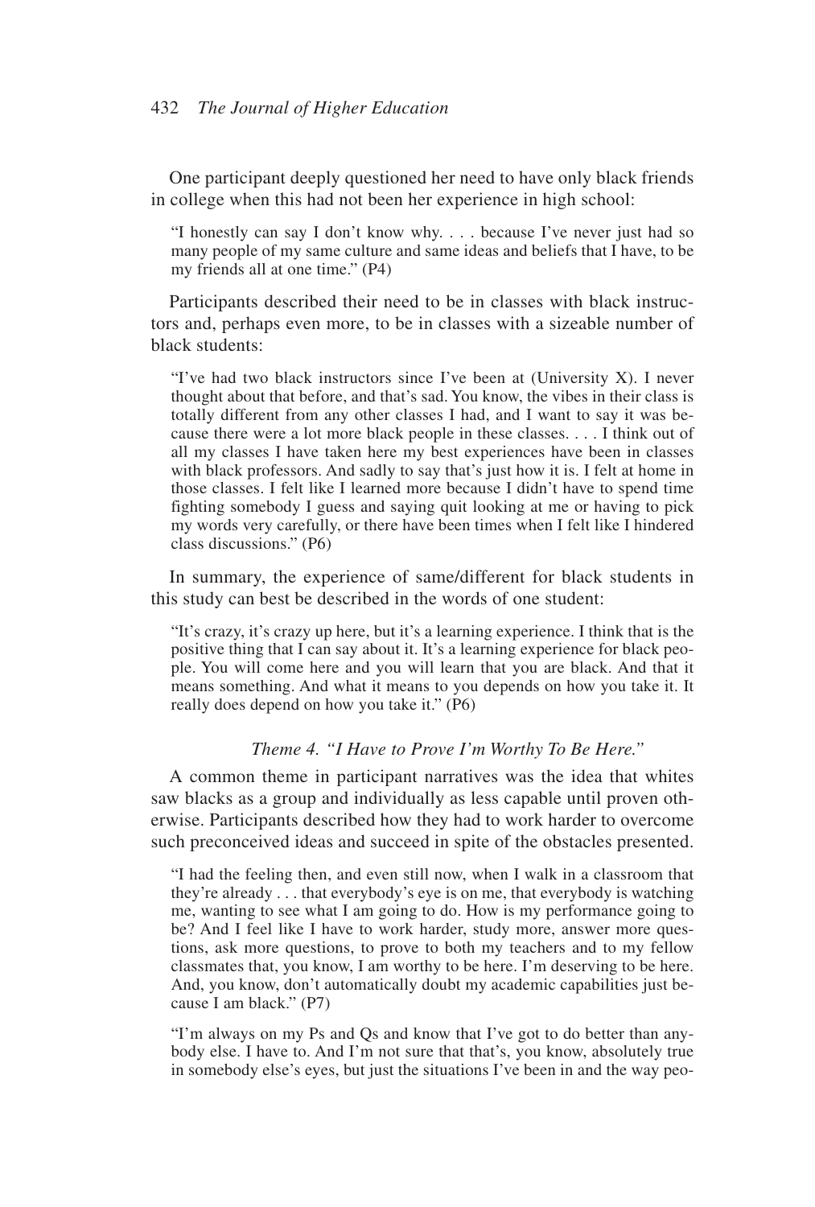One participant deeply questioned her need to have only black friends in college when this had not been her experience in high school:

> "I honestly can say I don't know why. . . . because I've never just had so many people of my same culture and same ideas and beliefs that I have, to be my friends all at one time." (P4)

Participants described their need to be in classes with black instructors and, perhaps even more, to be in classes with a sizeable number of black students:

> "I've had two black instructors since I've been at (University X). I never thought about that before, and that's sad. You know, the vibes in their class is totally different from any other classes I had, and I want to say it was because there were a lot more black people in these classes. . . . I think out of all my classes I have taken here my best experiences have been in classes with black professors. And sadly to say that's just how it is. I felt at home in those classes. I felt like I learned more because I didn't have to spend time fighting somebody I guess and saying quit looking at me or having to pick my words very carefully, or there have been times when I felt like I hindered class discussions." (P6)

In summary, the experience of same/different for black students in this study can best be described in the words of one student:

> "It's crazy, it's crazy up here, but it's a learning experience. I think that is the positive thing that I can say about it. It's a learning experience for black people. You will come here and you will learn that you are black. And that it means something. And what it means to you depends on how you take it. It really does depend on how you take it." (P6)

### *Theme 4. "I Have to Prove I'm Worthy To Be Here."*

A common theme in participant narratives was the idea that whites saw blacks as a group and individually as less capable until proven otherwise. Participants described how they had to work harder to overcome such preconceived ideas and succeed in spite of the obstacles presented.

> "I had the feeling then, and even still now, when I walk in a classroom that they're already . . . that everybody's eye is on me, that everybody is watching me, wanting to see what I am going to do. How is my performance going to be? And I feel like I have to work harder, study more, answer more questions, ask more questions, to prove to both my teachers and to my fellow classmates that, you know, I am worthy to be here. I'm deserving to be here. And, you know, don't automatically doubt my academic capabilities just because I am black." (P7)

> "I'm always on my Ps and Qs and know that I've got to do better than anybody else. I have to. And I'm not sure that that's, you know, absolutely true in somebody else's eyes, but just the situations I've been in and the way peo-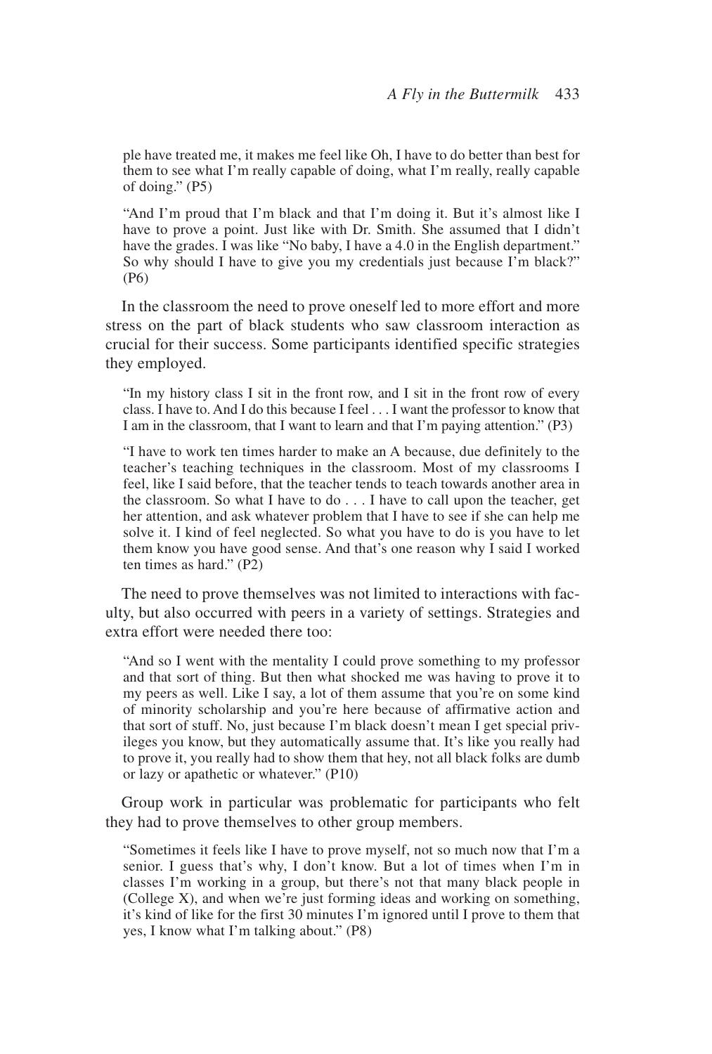ple have treated me, it makes me feel like Oh, I have to do better than best for them to see what I'm really capable of doing, what I'm really, really capable of doing." (P5)

> "And I'm proud that I'm black and that I'm doing it. But it's almost like I have to prove a point. Just like with Dr. Smith. She assumed that I didn't have the grades. I was like "No baby, I have a 4.0 in the English department." So why should I have to give you my credentials just because I'm black?" (P6)

In the classroom the need to prove oneself led to more effort and more stress on the part of black students who saw classroom interaction as crucial for their success. Some participants identified specific strategies they employed.

> "In my history class I sit in the front row, and I sit in the front row of every class. I have to. And I do this because I feel . . . I want the professor to know that I am in the classroom, that I want to learn and that I'm paying attention." (P3)

> "I have to work ten times harder to make an A because, due definitely to the teacher's teaching techniques in the classroom. Most of my classrooms I feel, like I said before, that the teacher tends to teach towards another area in the classroom. So what I have to do . . . I have to call upon the teacher, get her attention, and ask whatever problem that I have to see if she can help me solve it. I kind of feel neglected. So what you have to do is you have to let them know you have good sense. And that's one reason why I said I worked ten times as hard." (P2)

The need to prove themselves was not limited to interactions with faculty, but also occurred with peers in a variety of settings. Strategies and extra effort were needed there too:

> "And so I went with the mentality I could prove something to my professor and that sort of thing. But then what shocked me was having to prove it to my peers as well. Like I say, a lot of them assume that you're on some kind of minority scholarship and you're here because of affirmative action and that sort of stuff. No, just because I'm black doesn't mean I get special privileges you know, but they automatically assume that. It's like you really had to prove it, you really had to show them that hey, not all black folks are dumb or lazy or apathetic or whatever." (P10)

Group work in particular was problematic for participants who felt they had to prove themselves to other group members.

> "Sometimes it feels like I have to prove myself, not so much now that I'm a senior. I guess that's why, I don't know. But a lot of times when I'm in classes I'm working in a group, but there's not that many black people in (College X), and when we're just forming ideas and working on something, it's kind of like for the first 30 minutes I'm ignored until I prove to them that yes, I know what I'm talking about." (P8)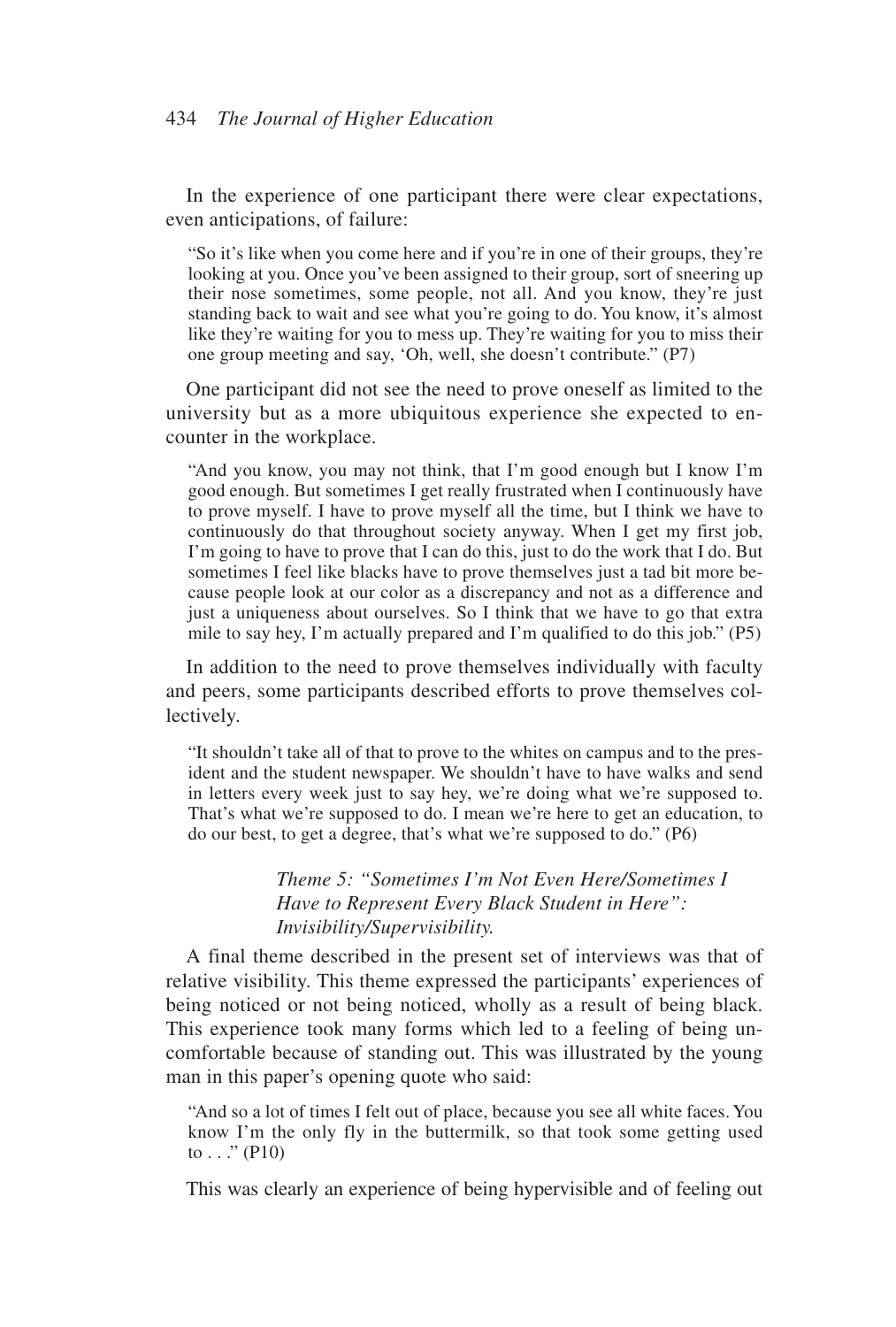In the experience of one participant there were clear expectations, even anticipations, of failure:

> "So it's like when you come here and if you're in one of their groups, they're looking at you. Once you've been assigned to their group, sort of sneering up their nose sometimes, some people, not all. And you know, they're just standing back to wait and see what you're going to do. You know, it's almost like they're waiting for you to mess up. They're waiting for you to miss their one group meeting and say, 'Oh, well, she doesn't contribute." (P7)

One participant did not see the need to prove oneself as limited to the university but as a more ubiquitous experience she expected to encounter in the workplace.

> "And you know, you may not think, that I'm good enough but I know I'm good enough. But sometimes I get really frustrated when I continuously have to prove myself. I have to prove myself all the time, but I think we have to continuously do that throughout society anyway. When I get my first job, I'm going to have to prove that I can do this, just to do the work that I do. But sometimes I feel like blacks have to prove themselves just a tad bit more because people look at our color as a discrepancy and not as a difference and just a uniqueness about ourselves. So I think that we have to go that extra mile to say hey, I'm actually prepared and I'm qualified to do this job." (P5)

In addition to the need to prove themselves individually with faculty and peers, some participants described efforts to prove themselves collectively.

> "It shouldn't take all of that to prove to the whites on campus and to the president and the student newspaper. We shouldn't have to have walks and send in letters every week just to say hey, we're doing what we're supposed to. That's what we're supposed to do. I mean we're here to get an education, to do our best, to get a degree, that's what we're supposed to do." (P6)

### *Theme 5: "Sometimes I'm Not Even Here/Sometimes I Have to Represent Every Black Student in Here": Invisibility/Supervisibility.*

A final theme described in the present set of interviews was that of relative visibility. This theme expressed the participants' experiences of being noticed or not being noticed, wholly as a result of being black. This experience took many forms which led to a feeling of being uncomfortable because of standing out. This was illustrated by the young man in this paper's opening quote who said:

> "And so a lot of times I felt out of place, because you see all white faces. You know I'm the only fly in the buttermilk, so that took some getting used to . . ." (P10)

This was clearly an experience of being hypervisible and of feeling out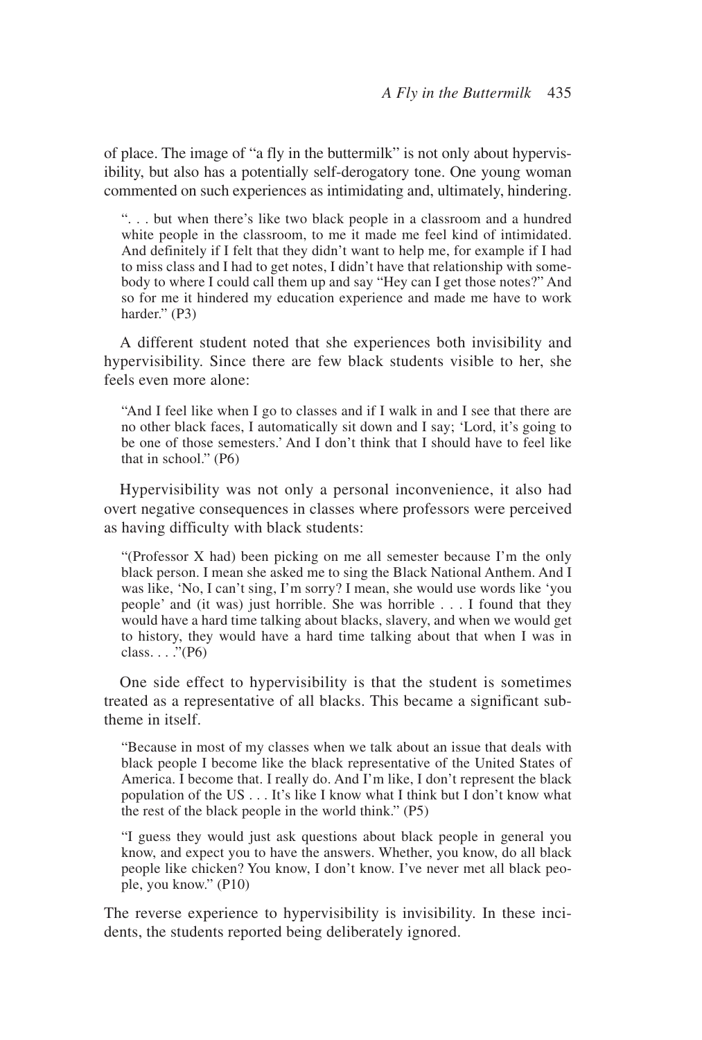of place. The image of "a fly in the buttermilk" is not only about hypervisibility, but also has a potentially self-derogatory tone. One young woman commented on such experiences as intimidating and, ultimately, hindering.

> ". . . but when there's like two black people in a classroom and a hundred white people in the classroom, to me it made me feel kind of intimidated. And definitely if I felt that they didn't want to help me, for example if I had to miss class and I had to get notes, I didn't have that relationship with somebody to where I could call them up and say "Hey can I get those notes?" And so for me it hindered my education experience and made me have to work harder." (P3)

A different student noted that she experiences both invisibility and hypervisibility. Since there are few black students visible to her, she feels even more alone:

> "And I feel like when I go to classes and if I walk in and I see that there are no other black faces, I automatically sit down and I say; 'Lord, it's going to be one of those semesters.' And I don't think that I should have to feel like that in school." (P6)

Hypervisibility was not only a personal inconvenience, it also had overt negative consequences in classes where professors were perceived as having difficulty with black students:

> "(Professor X had) been picking on me all semester because I'm the only black person. I mean she asked me to sing the Black National Anthem. And I was like, 'No, I can't sing, I'm sorry? I mean, she would use words like 'you people' and (it was) just horrible. She was horrible . . . I found that they would have a hard time talking about blacks, slavery, and when we would get to history, they would have a hard time talking about that when I was in class. . . ."(P6)

One side effect to hypervisibility is that the student is sometimes treated as a representative of all blacks. This became a significant subtheme in itself.

> "Because in most of my classes when we talk about an issue that deals with black people I become like the black representative of the United States of America. I become that. I really do. And I'm like, I don't represent the black population of the US . . . It's like I know what I think but I don't know what the rest of the black people in the world think." (P5)

> "I guess they would just ask questions about black people in general you know, and expect you to have the answers. Whether, you know, do all black people like chicken? You know, I don't know. I've never met all black people, you know." (P10)

The reverse experience to hypervisibility is invisibility. In these incidents, the students reported being deliberately ignored.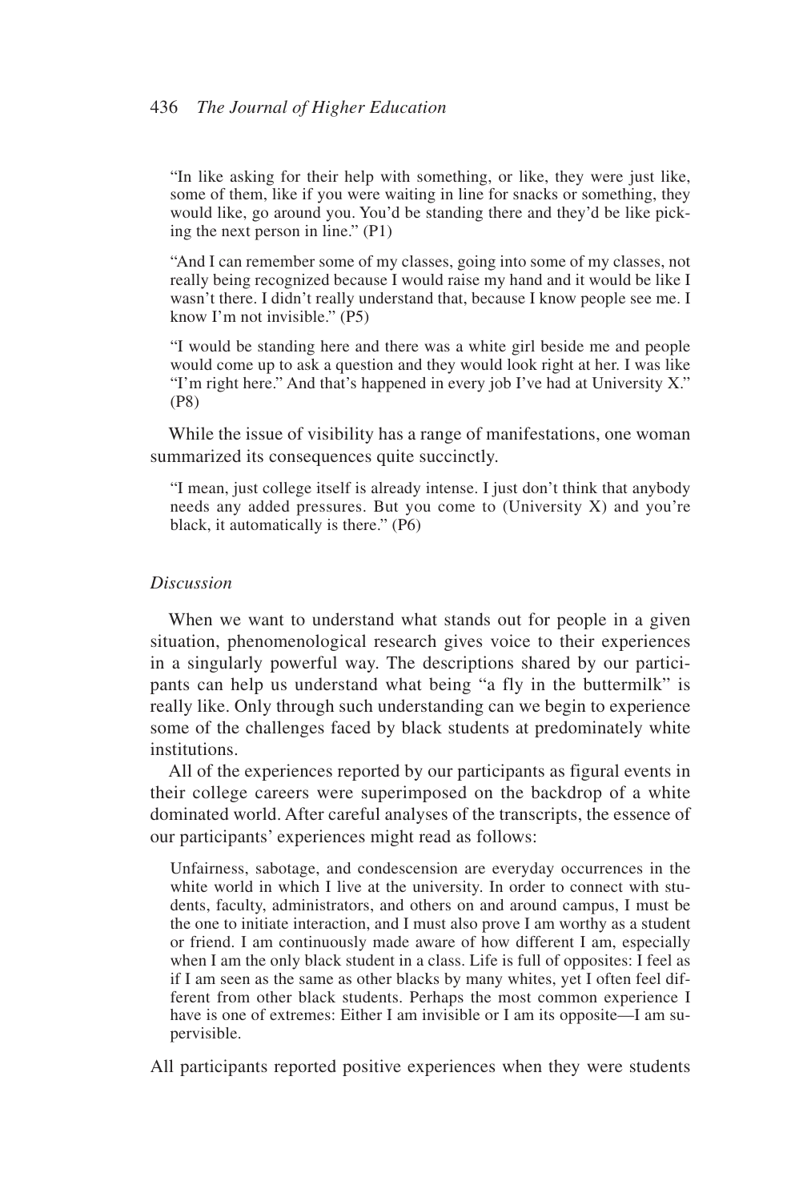> "In like asking for their help with something, or like, they were just like, some of them, like if you were waiting in line for snacks or something, they would like, go around you. You'd be standing there and they'd be like picking the next person in line." (P1)

> "And I can remember some of my classes, going into some of my classes, not really being recognized because I would raise my hand and it would be like I wasn't there. I didn't really understand that, because I know people see me. I know I'm not invisible." (P5)

> "I would be standing here and there was a white girl beside me and people would come up to ask a question and they would look right at her. I was like "I'm right here." And that's happened in every job I've had at University X." (P8)

While the issue of visibility has a range of manifestations, one woman summarized its consequences quite succinctly.

> "I mean, just college itself is already intense. I just don't think that anybody needs any added pressures. But you come to (University X) and you're black, it automatically is there." (P6)

### *Discussion*

When we want to understand what stands out for people in a given situation, phenomenological research gives voice to their experiences in a singularly powerful way. The descriptions shared by our participants can help us understand what being "a fly in the buttermilk" is really like. Only through such understanding can we begin to experience some of the challenges faced by black students at predominately white institutions.

All of the experiences reported by our participants as figural events in their college careers were superimposed on the backdrop of a white dominated world. After careful analyses of the transcripts, the essence of our participants' experiences might read as follows:

> Unfairness, sabotage, and condescension are everyday occurrences in the white world in which I live at the university. In order to connect with students, faculty, administrators, and others on and around campus, I must be the one to initiate interaction, and I must also prove I am worthy as a student or friend. I am continuously made aware of how different I am, especially when I am the only black student in a class. Life is full of opposites: I feel as if I am seen as the same as other blacks by many whites, yet I often feel different from other black students. Perhaps the most common experience I have is one of extremes: Either I am invisible or I am its opposite—I am supervisible.

All participants reported positive experiences when they were students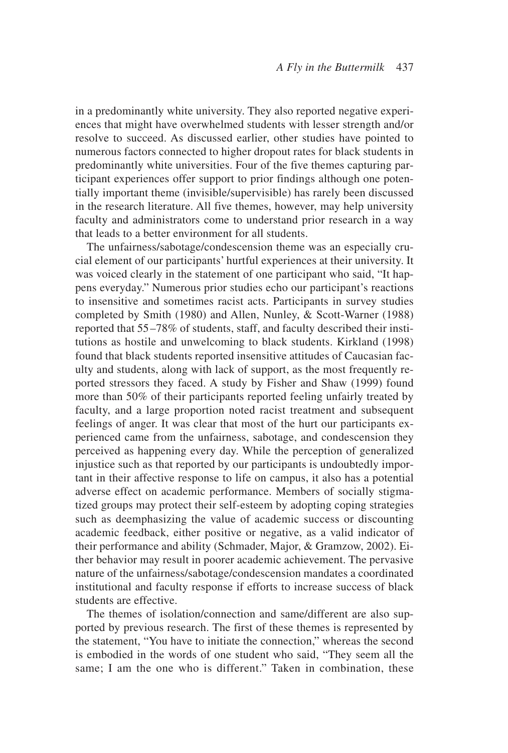in a predominantly white university. They also reported negative experiences that might have overwhelmed students with lesser strength and/or resolve to succeed. As discussed earlier, other studies have pointed to numerous factors connected to higher dropout rates for black students in predominantly white universities. Four of the five themes capturing participant experiences offer support to prior findings although one potentially important theme (invisible/supervisible) has rarely been discussed in the research literature. All five themes, however, may help university faculty and administrators come to understand prior research in a way that leads to a better environment for all students.

The unfairness/sabotage/condescension theme was an especially crucial element of our participants' hurtful experiences at their university. It was voiced clearly in the statement of one participant who said, "It happens everyday." Numerous prior studies echo our participant's reactions to insensitive and sometimes racist acts. Participants in survey studies completed by Smith (1980) and Allen, Nunley, & Scott-Warner (1988) reported that 55–78% of students, staff, and faculty described their institutions as hostile and unwelcoming to black students. Kirkland (1998) found that black students reported insensitive attitudes of Caucasian faculty and students, along with lack of support, as the most frequently reported stressors they faced. A study by Fisher and Shaw (1999) found more than 50% of their participants reported feeling unfairly treated by faculty, and a large proportion noted racist treatment and subsequent feelings of anger. It was clear that most of the hurt our participants experienced came from the unfairness, sabotage, and condescension they perceived as happening every day. While the perception of generalized injustice such as that reported by our participants is undoubtedly important in their affective response to life on campus, it also has a potential adverse effect on academic performance. Members of socially stigmatized groups may protect their self-esteem by adopting coping strategies such as deemphasizing the value of academic success or discounting academic feedback, either positive or negative, as a valid indicator of their performance and ability (Schmader, Major, & Gramzow, 2002). Either behavior may result in poorer academic achievement. The pervasive nature of the unfairness/sabotage/condescension mandates a coordinated institutional and faculty response if efforts to increase success of black students are effective.

The themes of isolation/connection and same/different are also supported by previous research. The first of these themes is represented by the statement, "You have to initiate the connection," whereas the second is embodied in the words of one student who said, "They seem all the same; I am the one who is different." Taken in combination, these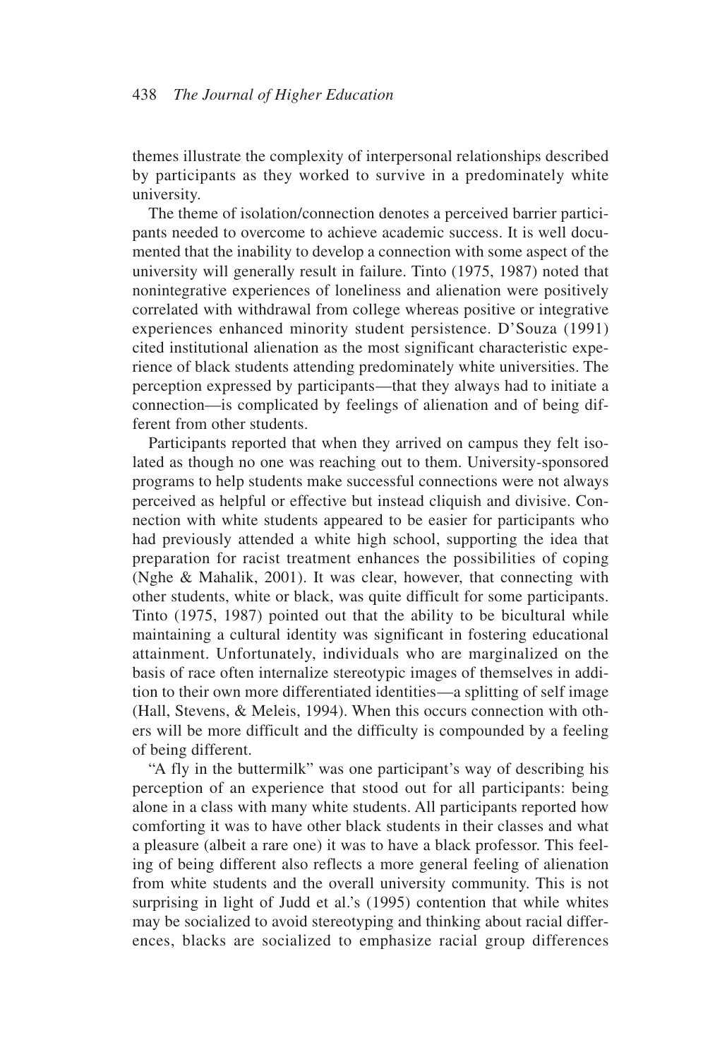themes illustrate the complexity of interpersonal relationships described by participants as they worked to survive in a predominately white university.

The theme of isolation/connection denotes a perceived barrier participants needed to overcome to achieve academic success. It is well documented that the inability to develop a connection with some aspect of the university will generally result in failure. Tinto (1975, 1987) noted that nonintegrative experiences of loneliness and alienation were positively correlated with withdrawal from college whereas positive or integrative experiences enhanced minority student persistence. D'Souza (1991) cited institutional alienation as the most significant characteristic experience of black students attending predominately white universities. The perception expressed by participants—that they always had to initiate a connection—is complicated by feelings of alienation and of being different from other students.

Participants reported that when they arrived on campus they felt isolated as though no one was reaching out to them. University-sponsored programs to help students make successful connections were not always perceived as helpful or effective but instead cliquish and divisive. Connection with white students appeared to be easier for participants who had previously attended a white high school, supporting the idea that preparation for racist treatment enhances the possibilities of coping (Nghe & Mahalik, 2001). It was clear, however, that connecting with other students, white or black, was quite difficult for some participants. Tinto (1975, 1987) pointed out that the ability to be bicultural while maintaining a cultural identity was significant in fostering educational attainment. Unfortunately, individuals who are marginalized on the basis of race often internalize stereotypic images of themselves in addition to their own more differentiated identities—a splitting of self image (Hall, Stevens, & Meleis, 1994). When this occurs connection with others will be more difficult and the difficulty is compounded by a feeling of being different.

"A fly in the buttermilk" was one participant's way of describing his perception of an experience that stood out for all participants: being alone in a class with many white students. All participants reported how comforting it was to have other black students in their classes and what a pleasure (albeit a rare one) it was to have a black professor. This feeling of being different also reflects a more general feeling of alienation from white students and the overall university community. This is not surprising in light of Judd et al.'s (1995) contention that while whites may be socialized to avoid stereotyping and thinking about racial differences, blacks are socialized to emphasize racial group differences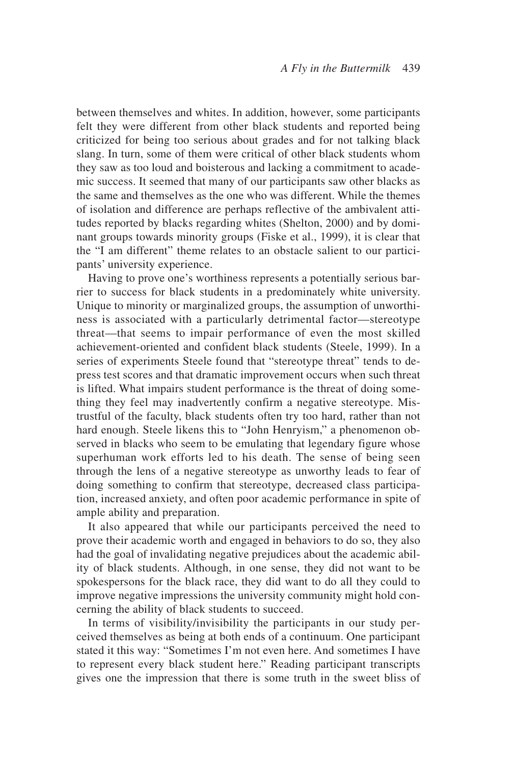between themselves and whites. In addition, however, some participants felt they were different from other black students and reported being criticized for being too serious about grades and for not talking black slang. In turn, some of them were critical of other black students whom they saw as too loud and boisterous and lacking a commitment to academic success. It seemed that many of our participants saw other blacks as the same and themselves as the one who was different. While the themes of isolation and difference are perhaps reflective of the ambivalent attitudes reported by blacks regarding whites (Shelton, 2000) and by dominant groups towards minority groups (Fiske et al., 1999), it is clear that the "I am different" theme relates to an obstacle salient to our participants' university experience.

Having to prove one's worthiness represents a potentially serious barrier to success for black students in a predominately white university. Unique to minority or marginalized groups, the assumption of unworthiness is associated with a particularly detrimental factor—stereotype threat—that seems to impair performance of even the most skilled achievement-oriented and confident black students (Steele, 1999). In a series of experiments Steele found that "stereotype threat" tends to depress test scores and that dramatic improvement occurs when such threat is lifted. What impairs student performance is the threat of doing something they feel may inadvertently confirm a negative stereotype. Mistrustful of the faculty, black students often try too hard, rather than not hard enough. Steele likens this to "John Henryism," a phenomenon observed in blacks who seem to be emulating that legendary figure whose superhuman work efforts led to his death. The sense of being seen through the lens of a negative stereotype as unworthy leads to fear of doing something to confirm that stereotype, decreased class participation, increased anxiety, and often poor academic performance in spite of ample ability and preparation.

It also appeared that while our participants perceived the need to prove their academic worth and engaged in behaviors to do so, they also had the goal of invalidating negative prejudices about the academic ability of black students. Although, in one sense, they did not want to be spokespersons for the black race, they did want to do all they could to improve negative impressions the university community might hold concerning the ability of black students to succeed.

In terms of visibility/invisibility the participants in our study perceived themselves as being at both ends of a continuum. One participant stated it this way: "Sometimes I'm not even here. And sometimes I have to represent every black student here." Reading participant transcripts gives one the impression that there is some truth in the sweet bliss of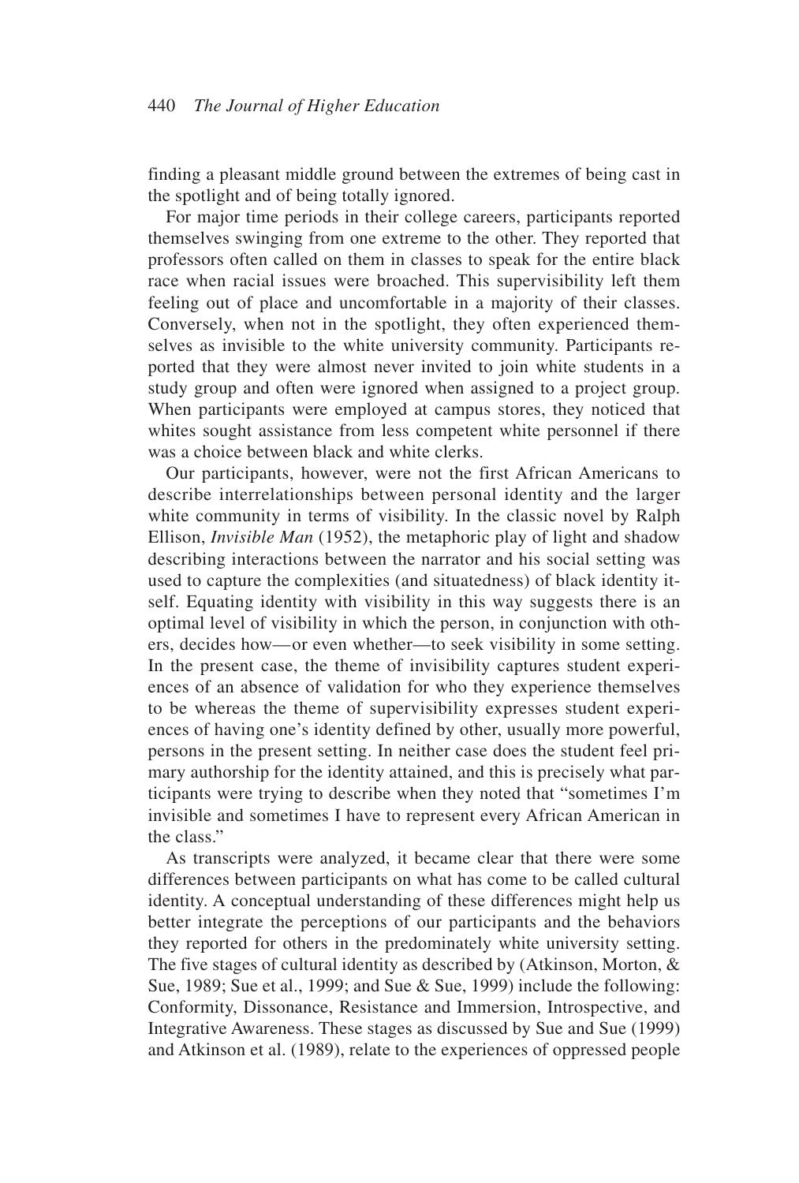finding a pleasant middle ground between the extremes of being cast in the spotlight and of being totally ignored.

For major time periods in their college careers, participants reported themselves swinging from one extreme to the other. They reported that professors often called on them in classes to speak for the entire black race when racial issues were broached. This supervisibility left them feeling out of place and uncomfortable in a majority of their classes. Conversely, when not in the spotlight, they often experienced themselves as invisible to the white university community. Participants reported that they were almost never invited to join white students in a study group and often were ignored when assigned to a project group. When participants were employed at campus stores, they noticed that whites sought assistance from less competent white personnel if there was a choice between black and white clerks.

Our participants, however, were not the first African Americans to describe interrelationships between personal identity and the larger white community in terms of visibility. In the classic novel by Ralph Ellison, *Invisible Man* (1952), the metaphoric play of light and shadow describing interactions between the narrator and his social setting was used to capture the complexities (and situatedness) of black identity itself. Equating identity with visibility in this way suggests there is an optimal level of visibility in which the person, in conjunction with others, decides how—or even whether—to seek visibility in some setting. In the present case, the theme of invisibility captures student experiences of an absence of validation for who they experience themselves to be whereas the theme of supervisibility expresses student experiences of having one's identity defined by other, usually more powerful, persons in the present setting. In neither case does the student feel primary authorship for the identity attained, and this is precisely what participants were trying to describe when they noted that "sometimes I'm invisible and sometimes I have to represent every African American in the class."

As transcripts were analyzed, it became clear that there were some differences between participants on what has come to be called cultural identity. A conceptual understanding of these differences might help us better integrate the perceptions of our participants and the behaviors they reported for others in the predominately white university setting. The five stages of cultural identity as described by (Atkinson, Morton, & Sue, 1989; Sue et al., 1999; and Sue & Sue, 1999) include the following: Conformity, Dissonance, Resistance and Immersion, Introspective, and Integrative Awareness. These stages as discussed by Sue and Sue (1999) and Atkinson et al. (1989), relate to the experiences of oppressed people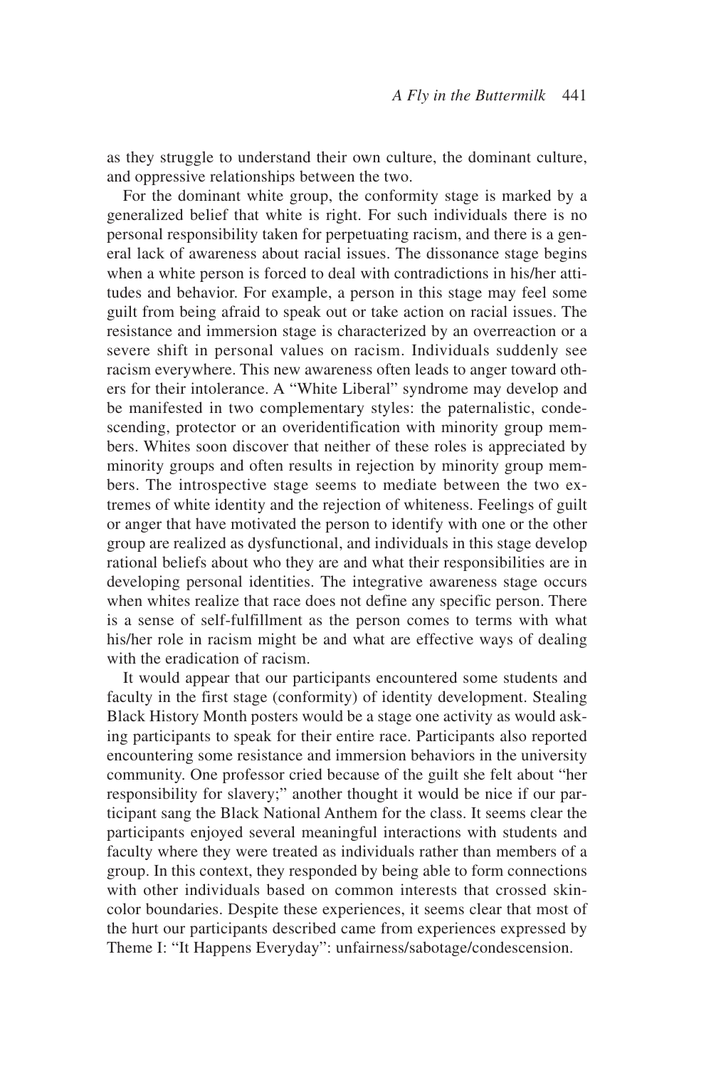as they struggle to understand their own culture, the dominant culture, and oppressive relationships between the two.

For the dominant white group, the conformity stage is marked by a generalized belief that white is right. For such individuals there is no personal responsibility taken for perpetuating racism, and there is a general lack of awareness about racial issues. The dissonance stage begins when a white person is forced to deal with contradictions in his/her attitudes and behavior. For example, a person in this stage may feel some guilt from being afraid to speak out or take action on racial issues. The resistance and immersion stage is characterized by an overreaction or a severe shift in personal values on racism. Individuals suddenly see racism everywhere. This new awareness often leads to anger toward others for their intolerance. A "White Liberal" syndrome may develop and be manifested in two complementary styles: the paternalistic, condescending, protector or an overidentification with minority group members. Whites soon discover that neither of these roles is appreciated by minority groups and often results in rejection by minority group members. The introspective stage seems to mediate between the two extremes of white identity and the rejection of whiteness. Feelings of guilt or anger that have motivated the person to identify with one or the other group are realized as dysfunctional, and individuals in this stage develop rational beliefs about who they are and what their responsibilities are in developing personal identities. The integrative awareness stage occurs when whites realize that race does not define any specific person. There is a sense of self-fulfillment as the person comes to terms with what his/her role in racism might be and what are effective ways of dealing with the eradication of racism.

It would appear that our participants encountered some students and faculty in the first stage (conformity) of identity development. Stealing Black History Month posters would be a stage one activity as would asking participants to speak for their entire race. Participants also reported encountering some resistance and immersion behaviors in the university community. One professor cried because of the guilt she felt about "her responsibility for slavery;" another thought it would be nice if our participant sang the Black National Anthem for the class. It seems clear the participants enjoyed several meaningful interactions with students and faculty where they were treated as individuals rather than members of a group. In this context, they responded by being able to form connections with other individuals based on common interests that crossed skin-color boundaries. Despite these experiences, it seems clear that most of the hurt our participants described came from experiences expressed by Theme I: "It Happens Everyday": unfairness/sabotage/condescension.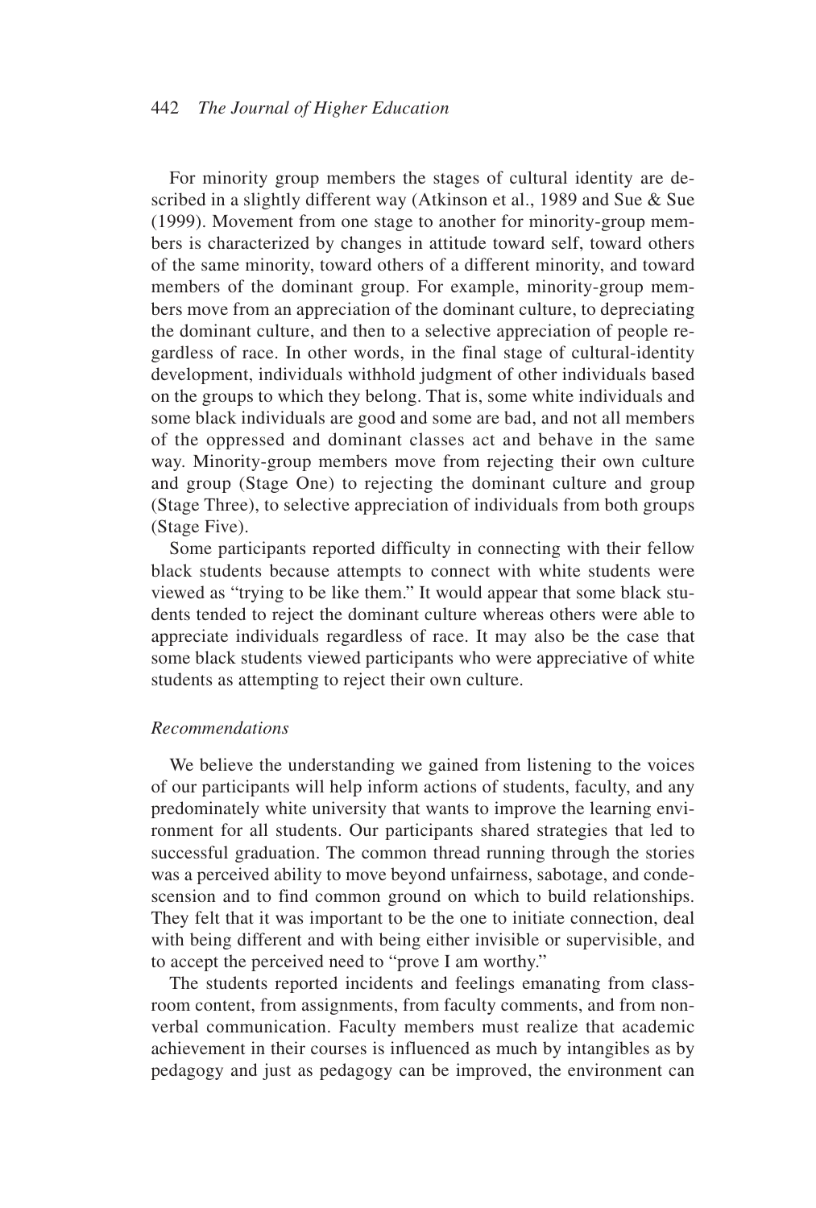For minority group members the stages of cultural identity are described in a slightly different way (Atkinson et al., 1989 and Sue & Sue (1999). Movement from one stage to another for minority-group members is characterized by changes in attitude toward self, toward others of the same minority, toward others of a different minority, and toward members of the dominant group. For example, minority-group members move from an appreciation of the dominant culture, to depreciating the dominant culture, and then to a selective appreciation of people regardless of race. In other words, in the final stage of cultural-identity development, individuals withhold judgment of other individuals based on the groups to which they belong. That is, some white individuals and some black individuals are good and some are bad, and not all members of the oppressed and dominant classes act and behave in the same way. Minority-group members move from rejecting their own culture and group (Stage One) to rejecting the dominant culture and group (Stage Three), to selective appreciation of individuals from both groups (Stage Five).

Some participants reported difficulty in connecting with their fellow black students because attempts to connect with white students were viewed as "trying to be like them." It would appear that some black students tended to reject the dominant culture whereas others were able to appreciate individuals regardless of race. It may also be the case that some black students viewed participants who were appreciative of white students as attempting to reject their own culture.

### *Recommendations*

We believe the understanding we gained from listening to the voices of our participants will help inform actions of students, faculty, and any predominately white university that wants to improve the learning environment for all students. Our participants shared strategies that led to successful graduation. The common thread running through the stories was a perceived ability to move beyond unfairness, sabotage, and condescension and to find common ground on which to build relationships. They felt that it was important to be the one to initiate connection, deal with being different and with being either invisible or supervisible, and to accept the perceived need to "prove I am worthy."

The students reported incidents and feelings emanating from classroom content, from assignments, from faculty comments, and from nonverbal communication. Faculty members must realize that academic achievement in their courses is influenced as much by intangibles as by pedagogy and just as pedagogy can be improved, the environment can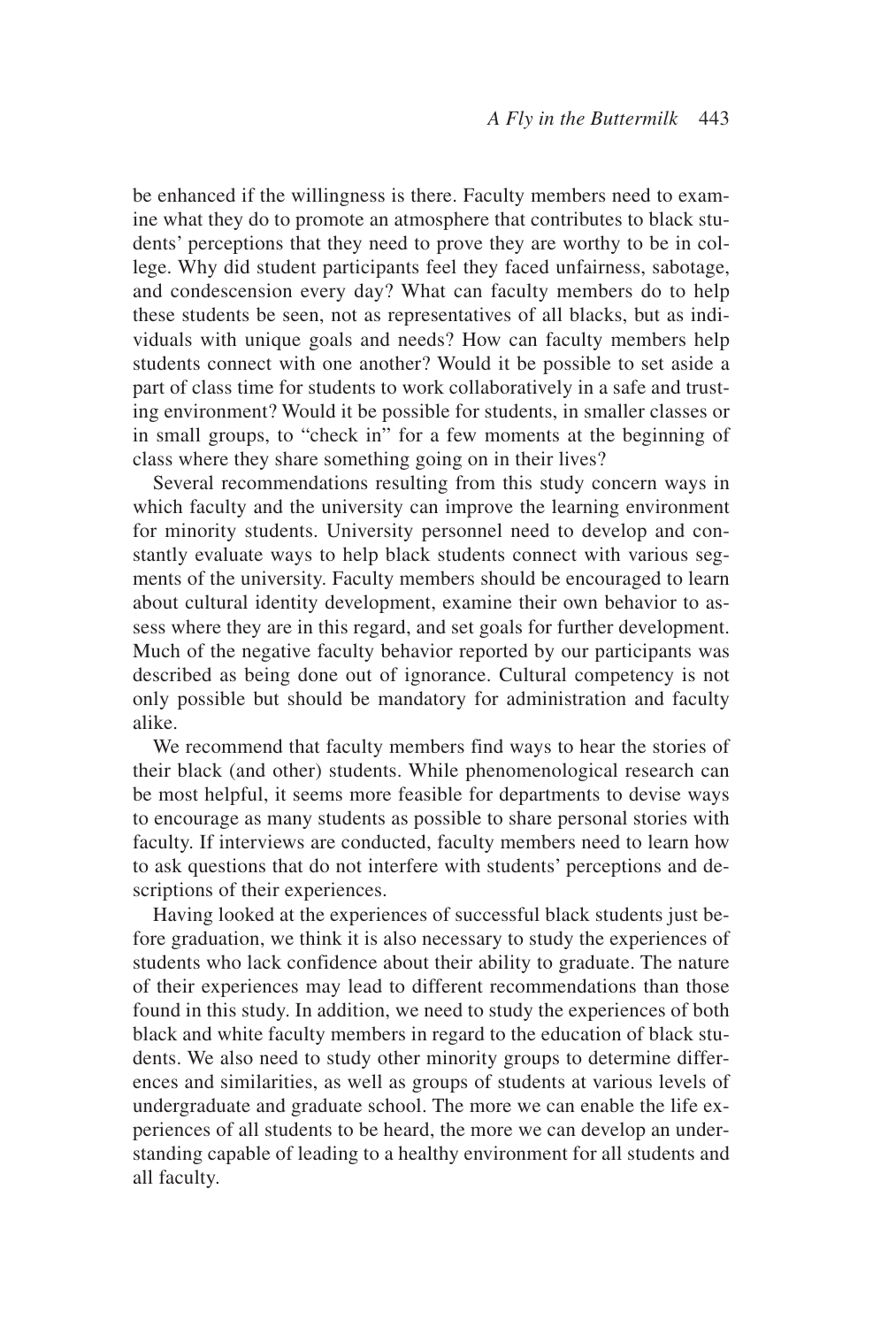be enhanced if the willingness is there. Faculty members need to examine what they do to promote an atmosphere that contributes to black students' perceptions that they need to prove they are worthy to be in college. Why did student participants feel they faced unfairness, sabotage, and condescension every day? What can faculty members do to help these students be seen, not as representatives of all blacks, but as individuals with unique goals and needs? How can faculty members help students connect with one another? Would it be possible to set aside a part of class time for students to work collaboratively in a safe and trusting environment? Would it be possible for students, in smaller classes or in small groups, to "check in" for a few moments at the beginning of class where they share something going on in their lives?

Several recommendations resulting from this study concern ways in which faculty and the university can improve the learning environment for minority students. University personnel need to develop and constantly evaluate ways to help black students connect with various segments of the university. Faculty members should be encouraged to learn about cultural identity development, examine their own behavior to assess where they are in this regard, and set goals for further development. Much of the negative faculty behavior reported by our participants was described as being done out of ignorance. Cultural competency is not only possible but should be mandatory for administration and faculty alike.

We recommend that faculty members find ways to hear the stories of their black (and other) students. While phenomenological research can be most helpful, it seems more feasible for departments to devise ways to encourage as many students as possible to share personal stories with faculty. If interviews are conducted, faculty members need to learn how to ask questions that do not interfere with students' perceptions and descriptions of their experiences.

Having looked at the experiences of successful black students just before graduation, we think it is also necessary to study the experiences of students who lack confidence about their ability to graduate. The nature of their experiences may lead to different recommendations than those found in this study. In addition, we need to study the experiences of both black and white faculty members in regard to the education of black students. We also need to study other minority groups to determine differences and similarities, as well as groups of students at various levels of undergraduate and graduate school. The more we can enable the life experiences of all students to be heard, the more we can develop an understanding capable of leading to a healthy environment for all students and all faculty.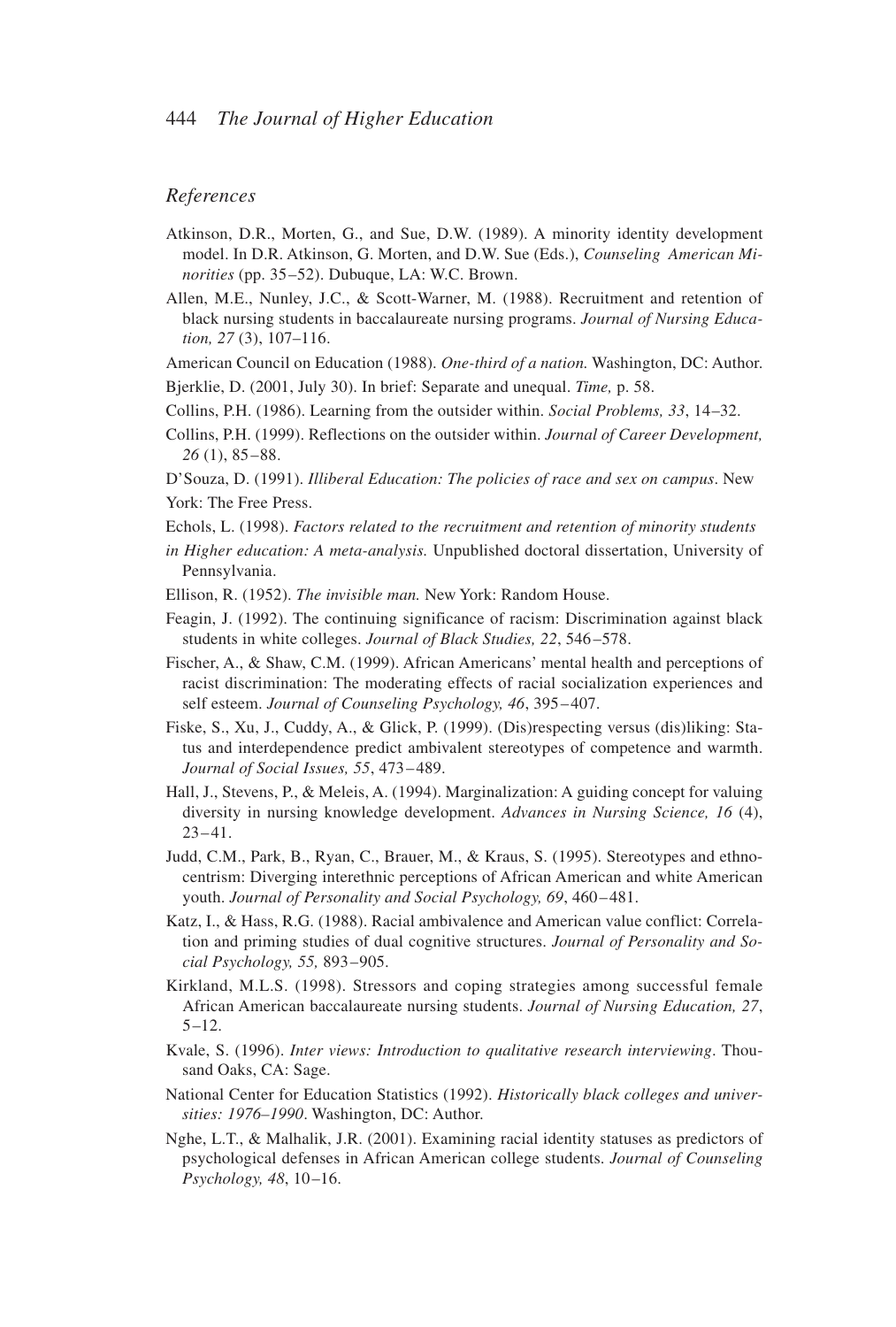## *References*

Atkinson, D.R., Morten, G., and Sue, D.W. (1989). A minority identity development model. In D.R. Atkinson, G. Morten, and D.W. Sue (Eds.), *Counseling American Minorities* (pp. 35–52). Dubuque, LA: W.C. Brown.

Allen, M.E., Nunley, J.C., & Scott-Warner, M. (1988). Recruitment and retention of black nursing students in baccalaureate nursing programs. *Journal of Nursing Education, 27* (3), 107–116.

American Council on Education (1988). *One-third of a nation.* Washington, DC: Author.

Bjerklie, D. (2001, July 30). In brief: Separate and unequal. *Time,* p. 58.

Collins, P.H. (1986). Learning from the outsider within. *Social Problems, 33*, 14–32.

Collins, P.H. (1999). Reflections on the outsider within. *Journal of Career Development, 26* (1), 85–88.

D'Souza, D. (1991). *Illiberal Education: The policies of race and sex on campus*. New York: The Free Press.

Echols, L. (1998). *Factors related to the recruitment and retention of minority students in Higher education: A meta-analysis.* Unpublished doctoral dissertation, University of Pennsylvania.

Ellison, R. (1952). *The invisible man.* New York: Random House.

Feagin, J. (1992). The continuing significance of racism: Discrimination against black students in white colleges. *Journal of Black Studies, 22*, 546–578.

Fischer, A., & Shaw, C.M. (1999). African Americans' mental health and perceptions of racist discrimination: The moderating effects of racial socialization experiences and self esteem. *Journal of Counseling Psychology, 46*, 395–407.

Fiske, S., Xu, J., Cuddy, A., & Glick, P. (1999). (Dis)respecting versus (dis)liking: Status and interdependence predict ambivalent stereotypes of competence and warmth. *Journal of Social Issues, 55*, 473–489.

Hall, J., Stevens, P., & Meleis, A. (1994). Marginalization: A guiding concept for valuing diversity in nursing knowledge development. *Advances in Nursing Science, 16* (4), 23–41.

Judd, C.M., Park, B., Ryan, C., Brauer, M., & Kraus, S. (1995). Stereotypes and ethnocentrism: Diverging interethnic perceptions of African American and white American youth. *Journal of Personality and Social Psychology, 69*, 460–481.

Katz, I., & Hass, R.G. (1988). Racial ambivalence and American value conflict: Correlation and priming studies of dual cognitive structures. *Journal of Personality and Social Psychology, 55,* 893–905.

Kirkland, M.L.S. (1998). Stressors and coping strategies among successful female African American baccalaureate nursing students. *Journal of Nursing Education, 27*, 5–12.

Kvale, S. (1996). *Inter views: Introduction to qualitative research interviewing*. Thousand Oaks, CA: Sage.

National Center for Education Statistics (1992). *Historically black colleges and universities: 1976–1990*. Washington, DC: Author.

Nghe, L.T., & Malhalik, J.R. (2001). Examining racial identity statuses as predictors of psychological defenses in African American college students. *Journal of Counseling Psychology, 48*, 10–16.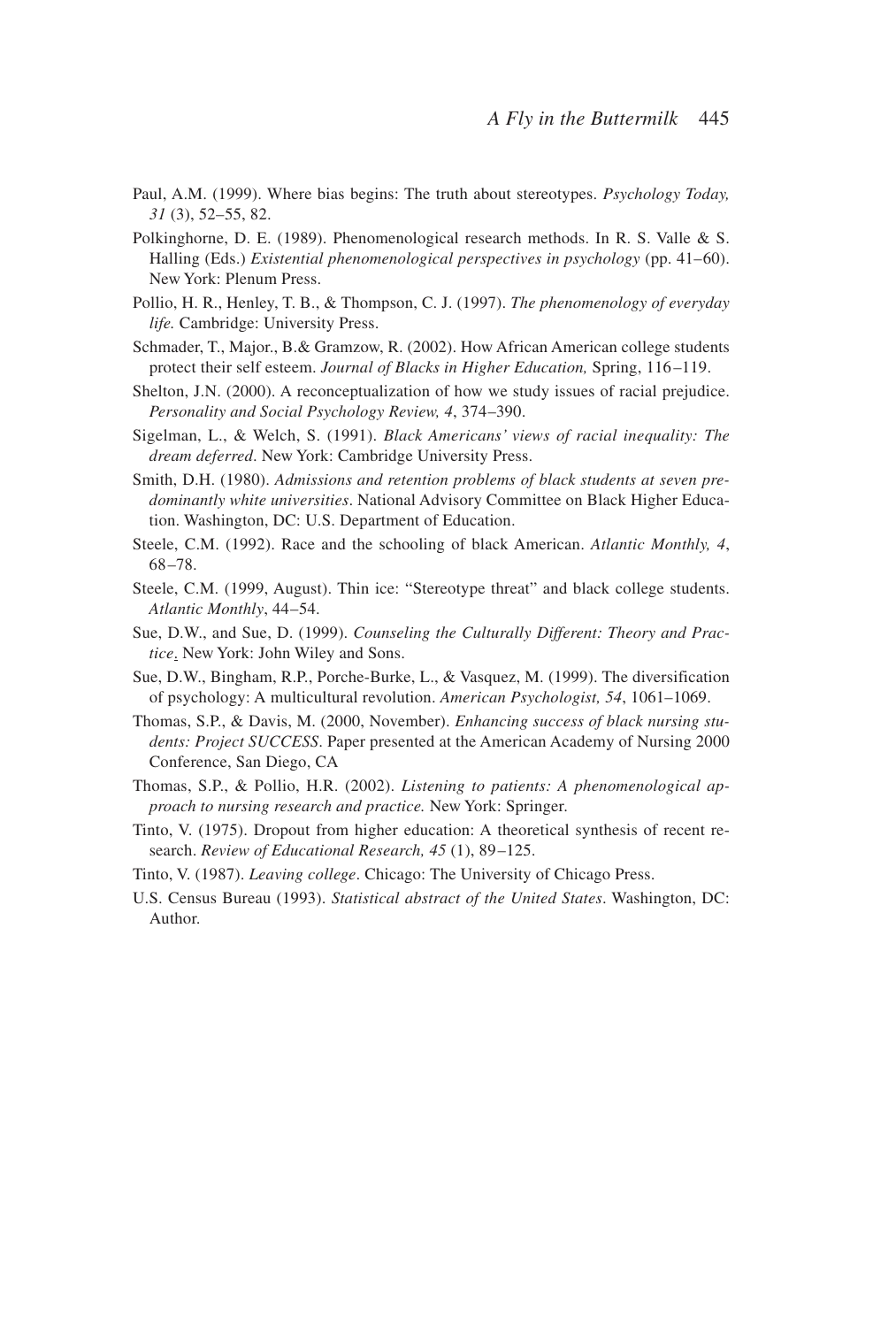Paul, A.M. (1999). Where bias begins: The truth about stereotypes. *Psychology Today, 31* (3), 52–55, 82.

Polkinghorne, D. E. (1989). Phenomenological research methods. In R. S. Valle & S. Halling (Eds.) *Existential phenomenological perspectives in psychology* (pp. 41–60). New York: Plenum Press.

Pollio, H. R., Henley, T. B., & Thompson, C. J. (1997). *The phenomenology of everyday life.* Cambridge: University Press.

Schmader, T., Major., B.& Gramzow, R. (2002). How African American college students protect their self esteem. *Journal of Blacks in Higher Education,* Spring, 116–119.

Shelton, J.N. (2000). A reconceptualization of how we study issues of racial prejudice. *Personality and Social Psychology Review, 4*, 374–390.

Sigelman, L., & Welch, S. (1991). *Black Americans' views of racial inequality: The dream deferred*. New York: Cambridge University Press.

Smith, D.H. (1980). *Admissions and retention problems of black students at seven predominantly white universities*. National Advisory Committee on Black Higher Education. Washington, DC: U.S. Department of Education.

Steele, C.M. (1992). Race and the schooling of black American. *Atlantic Monthly, 4*, 68–78.

Steele, C.M. (1999, August). Thin ice: "Stereotype threat" and black college students. *Atlantic Monthly*, 44–54.

Sue, D.W., and Sue, D. (1999). *Counseling the Culturally Different: Theory and Practice*. New York: John Wiley and Sons.

Sue, D.W., Bingham, R.P., Porche-Burke, L., & Vasquez, M. (1999). The diversification of psychology: A multicultural revolution. *American Psychologist, 54*, 1061–1069.

Thomas, S.P., & Davis, M. (2000, November). *Enhancing success of black nursing students: Project SUCCESS*. Paper presented at the American Academy of Nursing 2000 Conference, San Diego, CA

Thomas, S.P., & Pollio, H.R. (2002). *Listening to patients: A phenomenological approach to nursing research and practice.* New York: Springer.

Tinto, V. (1975). Dropout from higher education: A theoretical synthesis of recent research. *Review of Educational Research, 45* (1), 89–125.

Tinto, V. (1987). *Leaving college*. Chicago: The University of Chicago Press.

U.S. Census Bureau (1993). *Statistical abstract of the United States*. Washington, DC: Author.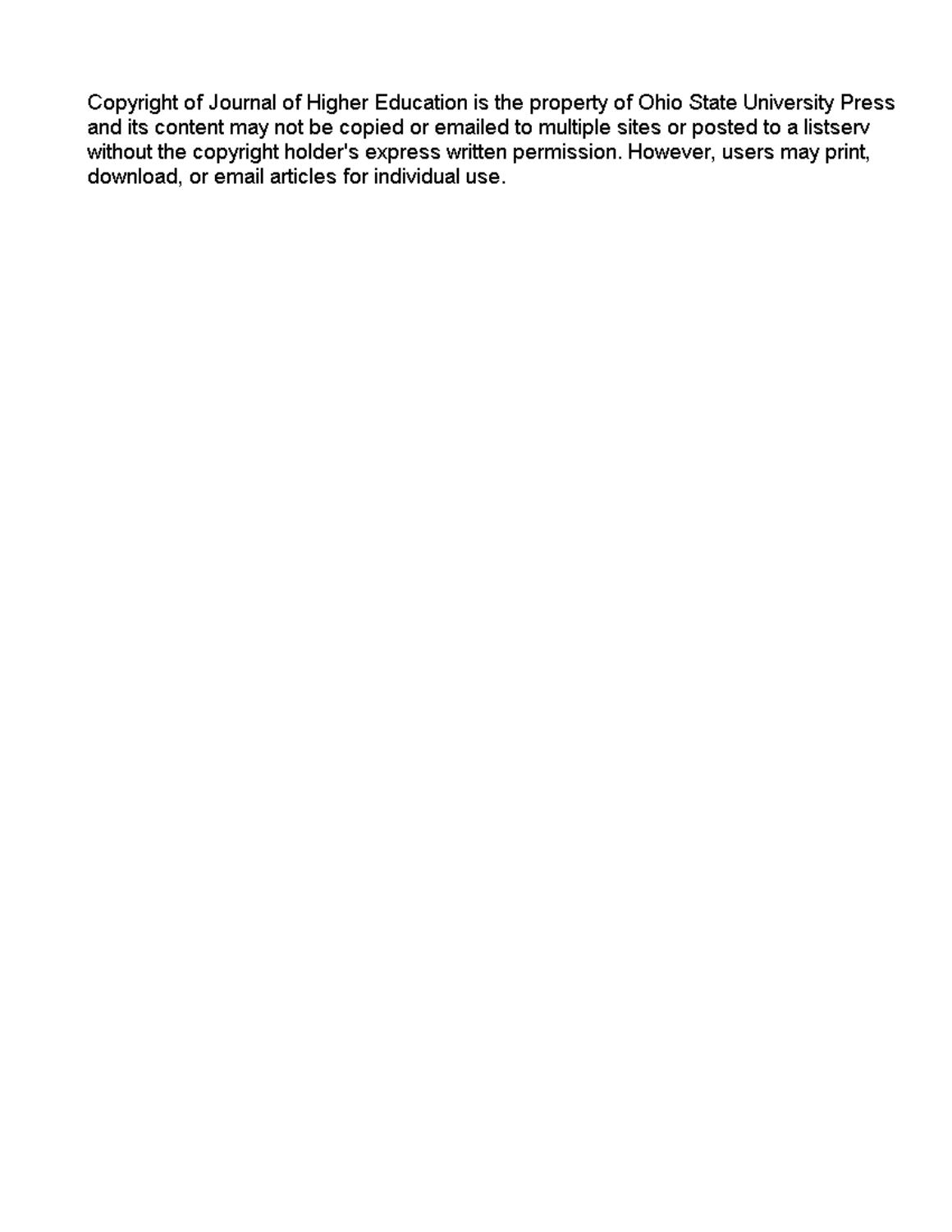Copyright of Journal of Higher Education is the property of Ohio State University Press and its content may not be copied or emailed to multiple sites or posted to a listserv without the copyright holder's express written permission. However, users may print, download, or email articles for individual use.